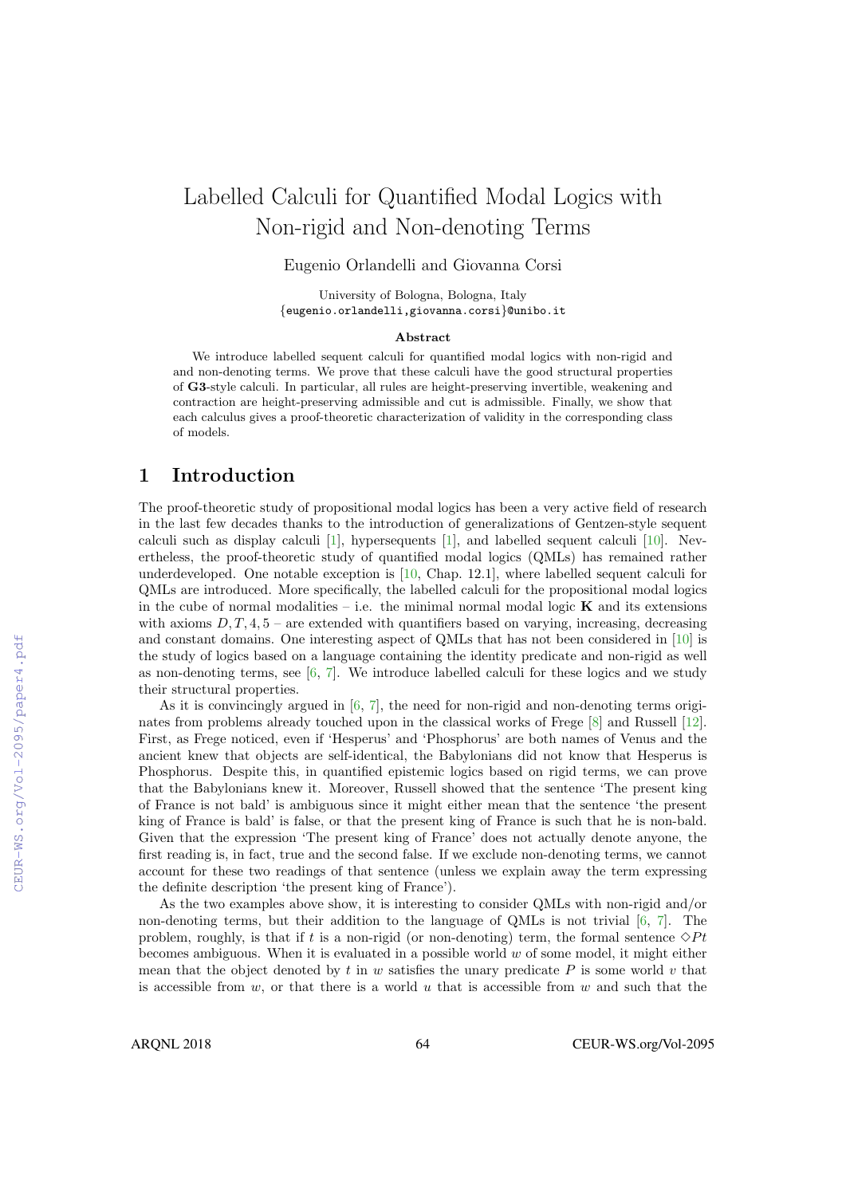# Labelled Calculi for Quantified Modal Logics with Non-rigid and Non-denoting Terms

Eugenio Orlandelli and Giovanna Corsi

University of Bologna, Bologna, Italy
{eugenio.orlandelli,giovanna.corsi}@unibo.it

**Abstract**

We introduce labelled sequent calculi for quantified modal logics with non-rigid and and non-denoting terms. We prove that these calculi have the good structural properties of **G3**-style calculi. In particular, all rules are height-preserving invertible, weakening and contraction are height-preserving admissible and cut is admissible. Finally, we show that each calculus gives a proof-theoretic characterization of validity in the corresponding class of models.

## 1 Introduction

The proof-theoretic study of propositional modal logics has been a very active field of research in the last few decades thanks to the introduction of generalizations of Gentzen-style sequent calculi such as display calculi [1], hypersequents [1], and labelled sequent calculi [10]. Nevertheless, the proof-theoretic study of quantified modal logics (QMLs) has remained rather underdeveloped. One notable exception is [10, Chap. 12.1], where labelled sequent calculi for QMLs are introduced. More specifically, the labelled calculi for the propositional modal logics in the cube of normal modalities – i.e. the minimal normal modal logic **K** and its extensions with axioms $D, T, 4, 5$ – are extended with quantifiers based on varying, increasing, decreasing and constant domains. One interesting aspect of QMLs that has not been considered in [10] is the study of logics based on a language containing the identity predicate and non-rigid as well as non-denoting terms, see [6, 7]. We introduce labelled calculi for these logics and we study their structural properties.

As it is convincingly argued in [6, 7], the need for non-rigid and non-denoting terms originates from problems already touched upon in the classical works of Frege [8] and Russell [12]. First, as Frege noticed, even if 'Hesperus' and 'Phosphorus' are both names of Venus and the ancient knew that objects are self-identical, the Babylonians did not know that Hesperus is Phosphorus. Despite this, in quantified epistemic logics based on rigid terms, we can prove that the Babylonians knew it. Moreover, Russell showed that the sentence 'The present king of France is not bald' is ambiguous since it might either mean that the sentence 'the present king of France is bald' is false, or that the present king of France is such that he is non-bald. Given that the expression 'The present king of France' does not actually denote anyone, the first reading is, in fact, true and the second false. If we exclude non-denoting terms, we cannot account for these two readings of that sentence (unless we explain away the term expressing the definite description 'the present king of France').

As the two examples above show, it is interesting to consider QMLs with non-rigid and/or non-denoting terms, but their addition to the language of QMLs is not trivial [6, 7]. The problem, roughly, is that if $t$ is a non-rigid (or non-denoting) term, the formal sentence $\Diamond Pt$ becomes ambiguous. When it is evaluated in a possible world $w$ of some model, it might either mean that the object denoted by $t$ in $w$ satisfies the unary predicate $P$ is some world $v$ that is accessible from $w$, or that there is a world $u$ that is accessible from $w$ and such that the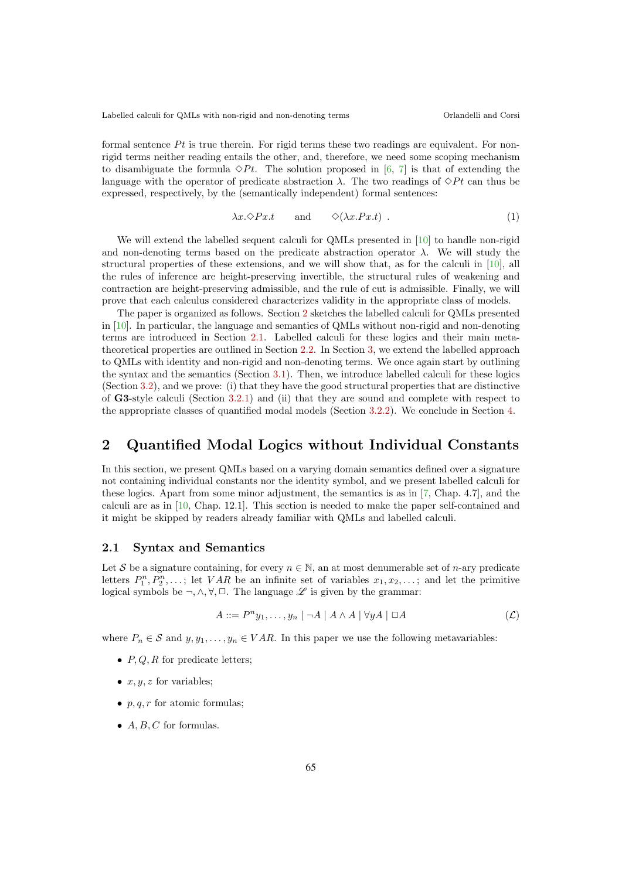formal sentence $Pt$ is true therein. For rigid terms these two readings are equivalent. For non-rigid terms neither reading entails the other, and, therefore, we need some scoping mechanism to disambiguate the formula $\Diamond Pt$. The solution proposed in [6, 7] is that of extending the language with the operator of predicate abstraction $\lambda$. The two readings of $\Diamond Pt$ can thus be expressed, respectively, by the (semantically independent) formal sentences:

$$\lambda x.\Diamond Px.t \qquad \text{and} \qquad \Diamond(\lambda x.Px.t) \ . \tag{1}$$

We will extend the labelled sequent calculi for QMLs presented in [10] to handle non-rigid and non-denoting terms based on the predicate abstraction operator $\lambda$. We will study the structural properties of these extensions, and we will show that, as for the calculi in [10], all the rules of inference are height-preserving invertible, the structural rules of weakening and contraction are height-preserving admissible, and the rule of cut is admissible. Finally, we will prove that each calculus considered characterizes validity in the appropriate class of models.

The paper is organized as follows. Section 2 sketches the labelled calculi for QMLs presented in [10]. In particular, the language and semantics of QMLs without non-rigid and non-denoting terms are introduced in Section 2.1. Labelled calculi for these logics and their main meta-theoretical properties are outlined in Section 2.2. In Section 3, we extend the labelled approach to QMLs with identity and non-rigid and non-denoting terms. We once again start by outlining the syntax and the semantics (Section 3.1). Then, we introduce labelled calculi for these logics (Section 3.2), and we prove: (i) that they have the good structural properties that are distinctive of **G3**-style calculi (Section 3.2.1) and (ii) that they are sound and complete with respect to the appropriate classes of quantified modal models (Section 3.2.2). We conclude in Section 4.

## 2 Quantified Modal Logics without Individual Constants

In this section, we present QMLs based on a varying domain semantics defined over a signature not containing individual constants nor the identity symbol, and we present labelled calculi for these logics. Apart from some minor adjustment, the semantics is as in [7, Chap. 4.7], and the calculi are as in [10, Chap. 12.1]. This section is needed to make the paper self-contained and it might be skipped by readers already familiar with QMLs and labelled calculi.

### 2.1 Syntax and Semantics

Let $\mathcal{S}$ be a signature containing, for every $n \in \mathbb{N}$, an at most denumerable set of $n$-ary predicate letters $P^n_1, P^n_2, \ldots$; let $VAR$ be an infinite set of variables $x_1, x_2, \ldots$; and let the primitive logical symbols be $\neg, \wedge, \forall, \Box$. The language $\mathscr{L}$ is given by the grammar:

$$A ::= P^n y_1, \ldots, y_n \mid \neg A \mid A \wedge A \mid \forall y A \mid \Box A \tag{$\mathcal{L}$}$$

where $P_n \in \mathcal{S}$ and $y, y_1, \ldots, y_n \in VAR$. In this paper we use the following metavariables:

- $P, Q, R$ for predicate letters;
- $x, y, z$ for variables;
- $p, q, r$ for atomic formulas;
- $A, B, C$ for formulas.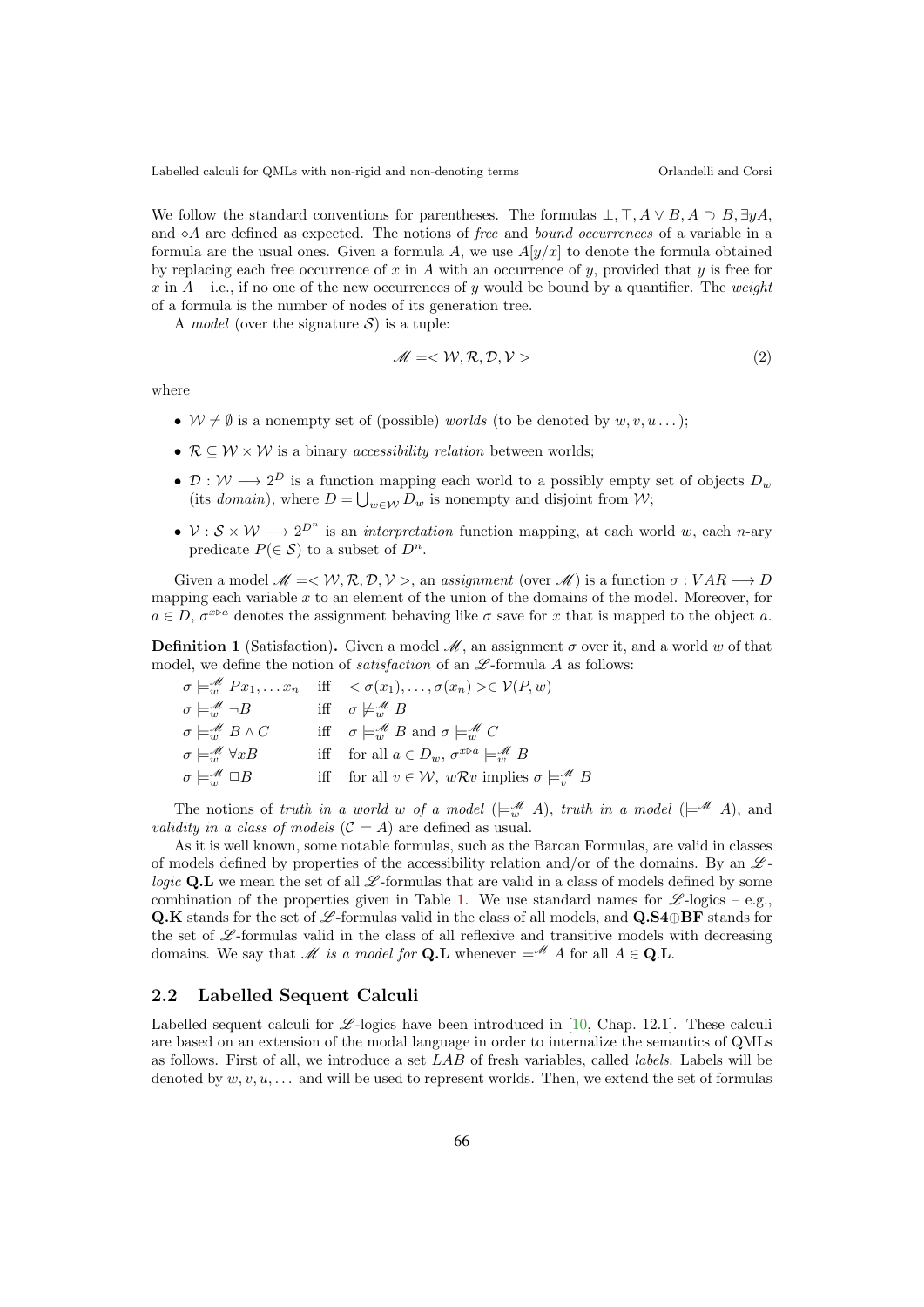We follow the standard conventions for parentheses. The formulas $\bot, \top, A \lor B, A \supset B, \exists yA$, and $\diamond A$ are defined as expected. The notions of *free* and *bound occurrences* of a variable in a formula are the usual ones. Given a formula $A$, we use $A[y/x]$ to denote the formula obtained by replacing each free occurrence of $x$ in $A$ with an occurrence of $y$, provided that $y$ is free for $x$ in $A$ – i.e., if no one of the new occurrences of $y$ would be bound by a quantifier. The *weight* of a formula is the number of nodes of its generation tree.

A *model* (over the signature $\mathcal{S}$) is a tuple:

$$\mathscr{M} = < \mathcal{W}, \mathcal{R}, \mathcal{D}, \mathcal{V} > \tag{2}$$

where

- $\mathcal{W} \neq \emptyset$ is a nonempty set of (possible) *worlds* (to be denoted by $w, v, u \ldots$);
- $\mathcal{R} \subseteq \mathcal{W} \times \mathcal{W}$ is a binary *accessibility relation* between worlds;
- $\mathcal{D} : \mathcal{W} \longrightarrow 2^D$ is a function mapping each world to a possibly empty set of objects $D_w$ (its *domain*), where $D = \bigcup_{w \in \mathcal{W}} D_w$ is nonempty and disjoint from $\mathcal{W}$;
- $\mathcal{V} : \mathcal{S} \times \mathcal{W} \longrightarrow 2^{D^n}$ is an *interpretation* function mapping, at each world $w$, each $n$-ary predicate $P (\in \mathcal{S})$ to a subset of $D^n$.

Given a model $\mathscr{M} = < \mathcal{W}, \mathcal{R}, \mathcal{D}, \mathcal{V} >$, an *assignment* (over $\mathscr{M}$) is a function $\sigma : VAR \longrightarrow D$ mapping each variable $x$ to an element of the union of the domains of the model. Moreover, for $a \in D$, $\sigma^{x \triangleright a}$ denotes the assignment behaving like $\sigma$ save for $x$ that is mapped to the object $a$.

**Definition 1** (Satisfaction)**.** Given a model $\mathscr{M}$, an assignment $\sigma$ over it, and a world $w$ of that model, we define the notion of *satisfaction* of an $\mathscr{L}$-formula $A$ as follows:

| | | |
|---|---|---|
| $\sigma \models^{\mathscr{M}}_w Px_1, \ldots x_n$ | iff | $< \sigma(x_1), \ldots, \sigma(x_n) > \in \mathcal{V}(P, w)$ |
| $\sigma \models^{\mathscr{M}}_w \neg B$ | iff | $\sigma \not\models^{\mathscr{M}}_w B$ |
| $\sigma \models^{\mathscr{M}}_w B \land C$ | iff | $\sigma \models^{\mathscr{M}}_w B$ and $\sigma \models^{\mathscr{M}}_w C$ |
| $\sigma \models^{\mathscr{M}}_w \forall xB$ | iff | for all $a \in D_w$, $\sigma^{x \triangleright a} \models^{\mathscr{M}}_w B$ |
| $\sigma \models^{\mathscr{M}}_w \Box B$ | iff | for all $v \in \mathcal{W}$, $w\mathcal{R}v$ implies $\sigma \models^{\mathscr{M}}_v B$ |

The notions of *truth in a world $w$ of a model* ($\models^{\mathscr{M}}_w A$), *truth in a model* ($\models^{\mathscr{M}} A$), and *validity in a class of models* ($\mathcal{C} \models A$) are defined as usual.

As it is well known, some notable formulas, such as the Barcan Formulas, are valid in classes of models defined by properties of the accessibility relation and/or of the domains. By an $\mathscr{L}$-*logic* **Q.L** we mean the set of all $\mathscr{L}$-formulas that are valid in a class of models defined by some combination of the properties given in Table 1. We use standard names for $\mathscr{L}$-logics – e.g., **Q.K** stands for the set of $\mathscr{L}$-formulas valid in the class of all models, and **Q.S4⊕BF** stands for the set of $\mathscr{L}$-formulas valid in the class of all reflexive and transitive models with decreasing domains. We say that $\mathscr{M}$ *is a model for* **Q.L** whenever $\models^{\mathscr{M}} A$ for all $A \in$ **Q.L**.

## 2.2 Labelled Sequent Calculi

Labelled sequent calculi for $\mathscr{L}$-logics have been introduced in [10, Chap. 12.1]. These calculi are based on an extension of the modal language in order to internalize the semantics of QMLs as follows. First of all, we introduce a set $LAB$ of fresh variables, called *labels*. Labels will be denoted by $w, v, u, \ldots$ and will be used to represent worlds. Then, we extend the set of formulas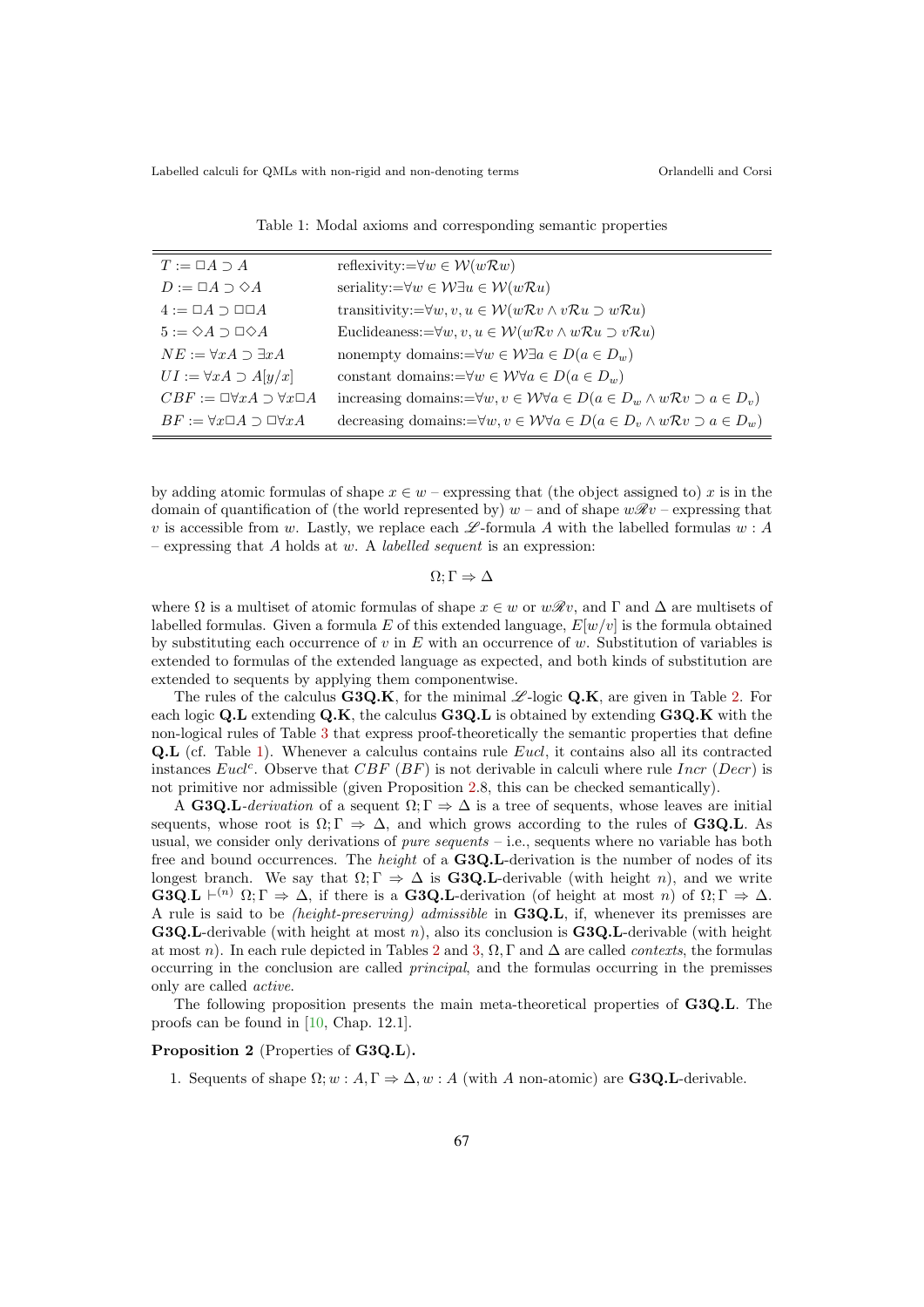Table 1: Modal axioms and corresponding semantic properties

| | |
|---|---|
| $T := \Box A \supset A$ | reflexivity:$=\forall w \in \mathcal{W}(w\mathcal{R}w)$ |
| $D := \Box A \supset \Diamond A$ | seriality:$=\forall w \in \mathcal{W}\exists u \in \mathcal{W}(w\mathcal{R}u)$ |
| $4 := \Box A \supset \Box\Box A$ | transitivity:$=\forall w, v, u \in \mathcal{W}(w\mathcal{R}v \wedge v\mathcal{R}u \supset w\mathcal{R}u)$ |
| $5 := \Diamond A \supset \Box\Diamond A$ | Euclideaness:$=\forall w, v, u \in \mathcal{W}(w\mathcal{R}v \wedge w\mathcal{R}u \supset v\mathcal{R}u)$ |
| $NE := \forall xA \supset \exists xA$ | nonempty domains:$=\forall w \in \mathcal{W}\exists a \in D(a \in D_w)$ |
| $UI := \forall xA \supset A[y/x]$ | constant domains:$=\forall w \in \mathcal{W}\forall a \in D(a \in D_w)$ |
| $CBF := \Box\forall xA \supset \forall x\Box A$ | increasing domains:$=\forall w, v \in \mathcal{W}\forall a \in D(a \in D_w \wedge w\mathcal{R}v \supset a \in D_v)$ |
| $BF := \forall x\Box A \supset \Box\forall xA$ | decreasing domains:$=\forall w, v \in \mathcal{W}\forall a \in D(a \in D_v \wedge w\mathcal{R}v \supset a \in D_w)$ |

by adding atomic formulas of shape $x \in w$ – expressing that (the object assigned to) $x$ is in the domain of quantification of (the world represented by) $w$ – and of shape $w\mathscr{R}v$ – expressing that $v$ is accessible from $w$. Lastly, we replace each $\mathscr{L}$-formula $A$ with the labelled formulas $w : A$ – expressing that $A$ holds at $w$. A *labelled sequent* is an expression:

$$\Omega; \Gamma \Rightarrow \Delta$$

where $\Omega$ is a multiset of atomic formulas of shape $x \in w$ or $w\mathscr{R}v$, and $\Gamma$ and $\Delta$ are multisets of labelled formulas. Given a formula $E$ of this extended language, $E[w/v]$ is the formula obtained by substituting each occurrence of $v$ in $E$ with an occurrence of $w$. Substitution of variables is extended to formulas of the extended language as expected, and both kinds of substitution are extended to sequents by applying them componentwise.

The rules of the calculus **G3Q.K**, for the minimal $\mathscr{L}$-logic **Q.K**, are given in Table 2. For each logic **Q.L** extending **Q.K**, the calculus **G3Q.L** is obtained by extending **G3Q.K** with the non-logical rules of Table 3 that express proof-theoretically the semantic properties that define **Q.L** (cf. Table 1). Whenever a calculus contains rule *Eucl*, it contains also all its contracted instances $Eucl^c$. Observe that $CBF$ ($BF$) is not derivable in calculi where rule *Incr* (*Decr*) is not primitive nor admissible (given Proposition 2.8, this can be checked semantically).

A **G3Q.L**-*derivation* of a sequent $\Omega; \Gamma \Rightarrow \Delta$ is a tree of sequents, whose leaves are initial sequents, whose root is $\Omega; \Gamma \Rightarrow \Delta$, and which grows according to the rules of **G3Q.L**. As usual, we consider only derivations of *pure sequents* – i.e., sequents where no variable has both free and bound occurrences. The *height* of a **G3Q.L**-derivation is the number of nodes of its longest branch. We say that $\Omega; \Gamma \Rightarrow \Delta$ is **G3Q.L**-derivable (with height $n$), and we write **G3Q.L** $\vdash^{(n)} \Omega; \Gamma \Rightarrow \Delta$, if there is a **G3Q.L**-derivation (of height at most $n$) of $\Omega; \Gamma \Rightarrow \Delta$. A rule is said to be *(height-preserving) admissible* in **G3Q.L**, if, whenever its premisses are **G3Q.L**-derivable (with height at most $n$), also its conclusion is **G3Q.L**-derivable (with height at most $n$). In each rule depicted in Tables 2 and 3, $\Omega, \Gamma$ and $\Delta$ are called *contexts*, the formulas occurring in the conclusion are called *principal*, and the formulas occurring in the premisses only are called *active*.

The following proposition presents the main meta-theoretical properties of **G3Q.L**. The proofs can be found in [10, Chap. 12.1].

**Proposition 2** (Properties of **G3Q.L**)**.**

1. Sequents of shape $\Omega; w : A, \Gamma \Rightarrow \Delta, w : A$ (with $A$ non-atomic) are **G3Q.L**-derivable.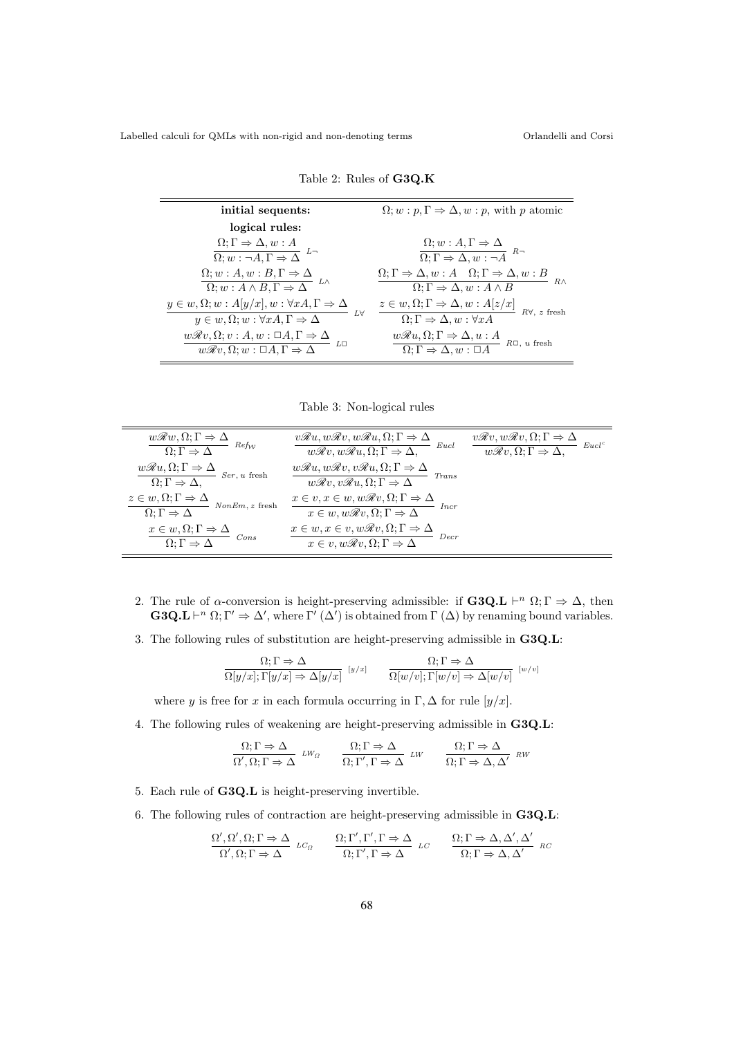Table 2: Rules of **G3Q.K**

| | |
|---|---|
| **initial sequents:** | $\Omega; w : p, \Gamma \Rightarrow \Delta, w : p$, with $p$ atomic |
| **logical rules:** | |
| $\dfrac{\Omega; \Gamma \Rightarrow \Delta, w : A}{\Omega; w : \neg A, \Gamma \Rightarrow \Delta}\ L\neg$ | $\dfrac{\Omega; w : A, \Gamma \Rightarrow \Delta}{\Omega; \Gamma \Rightarrow \Delta, w : \neg A}\ R\neg$ |
| $\dfrac{\Omega; w : A, w : B, \Gamma \Rightarrow \Delta}{\Omega; w : A \wedge B, \Gamma \Rightarrow \Delta}\ L\wedge$ | $\dfrac{\Omega; \Gamma \Rightarrow \Delta, w : A \quad \Omega; \Gamma \Rightarrow \Delta, w : B}{\Omega; \Gamma \Rightarrow \Delta, w : A \wedge B}\ R\wedge$ |
| $\dfrac{y \in w, \Omega; w : A[y/x], w : \forall x A, \Gamma \Rightarrow \Delta}{y \in w, \Omega; w : \forall x A, \Gamma \Rightarrow \Delta}\ L\forall$ | $\dfrac{z \in w, \Omega; \Gamma \Rightarrow \Delta, w : A[z/x]}{\Omega; \Gamma \Rightarrow \Delta, w : \forall x A}\ R\forall$, $z$ fresh |
| $\dfrac{w\mathscr{R}v, \Omega; v : A, w : \Box A, \Gamma \Rightarrow \Delta}{w\mathscr{R}v, \Omega; w : \Box A, \Gamma \Rightarrow \Delta}\ L\Box$ | $\dfrac{w\mathscr{R}u, \Omega; \Gamma \Rightarrow \Delta, u : A}{\Omega; \Gamma \Rightarrow \Delta, w : \Box A}\ R\Box$, $u$ fresh |

Table 3: Non-logical rules

| | | |
|---|---|---|
| $\dfrac{w\mathscr{R}w, \Omega; \Gamma \Rightarrow \Delta}{\Omega; \Gamma \Rightarrow \Delta}\ Ref_{\mathcal{W}}$ | $\dfrac{v\mathscr{R}u, w\mathscr{R}v, w\mathscr{R}u, \Omega; \Gamma \Rightarrow \Delta}{w\mathscr{R}v, w\mathscr{R}u, \Omega; \Gamma \Rightarrow \Delta,}\ Eucl$ | $\dfrac{v\mathscr{R}v, w\mathscr{R}v, \Omega; \Gamma \Rightarrow \Delta}{w\mathscr{R}v, \Omega; \Gamma \Rightarrow \Delta,}\ Eucl^c$ |
| $\dfrac{w\mathscr{R}u, \Omega; \Gamma \Rightarrow \Delta}{\Omega; \Gamma \Rightarrow \Delta,}\ Ser$, $u$ fresh | $\dfrac{w\mathscr{R}u, w\mathscr{R}v, v\mathscr{R}u, \Omega; \Gamma \Rightarrow \Delta}{w\mathscr{R}v, v\mathscr{R}u, \Omega; \Gamma \Rightarrow \Delta}\ Trans$ | |
| $\dfrac{z \in w, \Omega; \Gamma \Rightarrow \Delta}{\Omega; \Gamma \Rightarrow \Delta}\ NonEm$, $z$ fresh | $\dfrac{x \in v, x \in w, w\mathscr{R}v, \Omega; \Gamma \Rightarrow \Delta}{x \in w, w\mathscr{R}v, \Omega; \Gamma \Rightarrow \Delta}\ Incr$ | |
| $\dfrac{x \in w, \Omega; \Gamma \Rightarrow \Delta}{\Omega; \Gamma \Rightarrow \Delta}\ Cons$ | $\dfrac{x \in w, x \in v, w\mathscr{R}v, \Omega; \Gamma \Rightarrow \Delta}{x \in v, w\mathscr{R}v, \Omega; \Gamma \Rightarrow \Delta}\ Decr$ | |

2. The rule of $\alpha$-conversion is height-preserving admissible: if $\mathbf{G3Q.L} \vdash^n \Omega; \Gamma \Rightarrow \Delta$, then $\mathbf{G3Q.L} \vdash^n \Omega; \Gamma' \Rightarrow \Delta'$, where $\Gamma'$ ($\Delta'$) is obtained from $\Gamma$ ($\Delta$) by renaming bound variables.

3. The following rules of substitution are height-preserving admissible in **G3Q.L**:

$$\frac{\Omega; \Gamma \Rightarrow \Delta}{\Omega[y/x]; \Gamma[y/x] \Rightarrow \Delta[y/x]}\ [y/x] \qquad \frac{\Omega; \Gamma \Rightarrow \Delta}{\Omega[w/v]; \Gamma[w/v] \Rightarrow \Delta[w/v]}\ [w/v]$$

where $y$ is free for $x$ in each formula occurring in $\Gamma, \Delta$ for rule $[y/x]$.

4. The following rules of weakening are height-preserving admissible in **G3Q.L**:

$$\frac{\Omega; \Gamma \Rightarrow \Delta}{\Omega', \Omega; \Gamma \Rightarrow \Delta}\ LW_{\Omega} \qquad \frac{\Omega; \Gamma \Rightarrow \Delta}{\Omega; \Gamma', \Gamma \Rightarrow \Delta}\ LW \qquad \frac{\Omega; \Gamma \Rightarrow \Delta}{\Omega; \Gamma \Rightarrow \Delta, \Delta'}\ RW$$

5. Each rule of **G3Q.L** is height-preserving invertible.

6. The following rules of contraction are height-preserving admissible in **G3Q.L**:

$$\frac{\Omega', \Omega', \Omega; \Gamma \Rightarrow \Delta}{\Omega', \Omega; \Gamma \Rightarrow \Delta}\ LC_{\Omega} \qquad \frac{\Omega; \Gamma', \Gamma', \Gamma \Rightarrow \Delta}{\Omega; \Gamma', \Gamma \Rightarrow \Delta}\ LC \qquad \frac{\Omega; \Gamma \Rightarrow \Delta, \Delta', \Delta'}{\Omega; \Gamma \Rightarrow \Delta, \Delta'}\ RC$$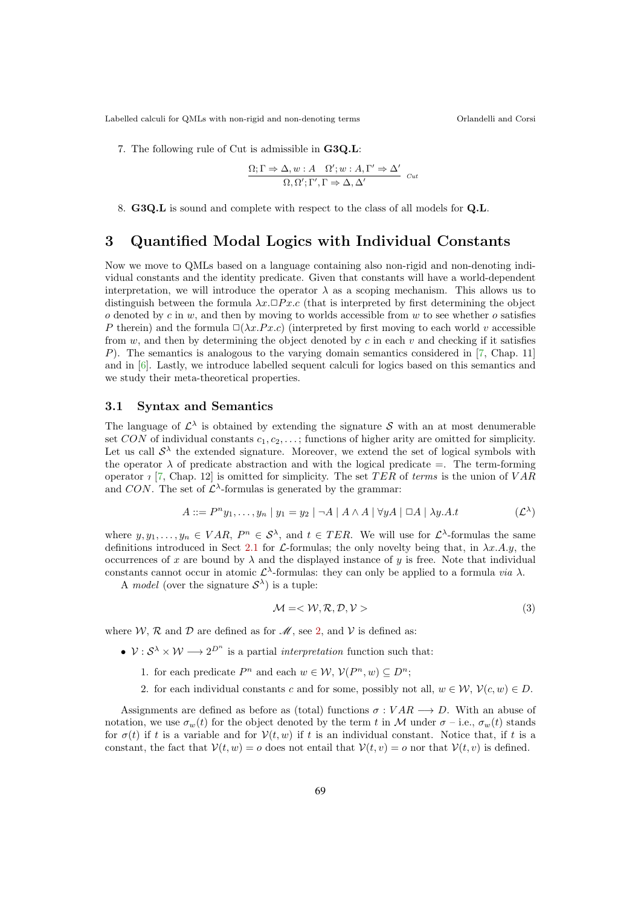7. The following rule of Cut is admissible in **G3Q.L**:

$$\frac{\Omega; \Gamma \Rightarrow \Delta, w : A \quad \Omega'; w : A, \Gamma' \Rightarrow \Delta'}{\Omega, \Omega'; \Gamma', \Gamma \Rightarrow \Delta, \Delta'} \; {\scriptstyle Cut}$$

8. **G3Q.L** is sound and complete with respect to the class of all models for **Q.L**.

# 3 Quantified Modal Logics with Individual Constants

Now we move to QMLs based on a language containing also non-rigid and non-denoting individual constants and the identity predicate. Given that constants will have a world-dependent interpretation, we will introduce the operator $\lambda$ as a scoping mechanism. This allows us to distinguish between the formula $\lambda x.\Box Px.c$ (that is interpreted by first determining the object $o$ denoted by $c$ in $w$, and then by moving to worlds accessible from $w$ to see whether $o$ satisfies $P$ therein) and the formula $\Box(\lambda x.Px.c)$ (interpreted by first moving to each world $v$ accessible from $w$, and then by determining the object denoted by $c$ in each $v$ and checking if it satisfies $P$). The semantics is analogous to the varying domain semantics considered in [7, Chap. 11] and in [6]. Lastly, we introduce labelled sequent calculi for logics based on this semantics and we study their meta-theoretical properties.

## 3.1 Syntax and Semantics

The language of $\mathcal{L}^\lambda$ is obtained by extending the signature $\mathcal{S}$ with an at most denumerable set $CON$ of individual constants $c_1, c_2, \dots$; functions of higher arity are omitted for simplicity. Let us call $\mathcal{S}^\lambda$ the extended signature. Moreover, we extend the set of logical symbols with the operator $\lambda$ of predicate abstraction and with the logical predicate $=$. The term-forming operator $\imath$ [7, Chap. 12] is omitted for simplicity. The set $TER$ of *terms* is the union of $VAR$ and $CON$. The set of $\mathcal{L}^\lambda$-formulas is generated by the grammar:

$$A ::= P^n y_1, \dots, y_n \mid y_1 = y_2 \mid \neg A \mid A \wedge A \mid \forall y A \mid \Box A \mid \lambda y.A.t \qquad (\mathcal{L}^\lambda)$$

where $y, y_1, \dots, y_n \in VAR$, $P^n \in \mathcal{S}^\lambda$, and $t \in TER$. We will use for $\mathcal{L}^\lambda$-formulas the same definitions introduced in Sect 2.1 for $\mathcal{L}$-formulas; the only novelty being that, in $\lambda x.A.y$, the occurrences of $x$ are bound by $\lambda$ and the displayed instance of $y$ is free. Note that individual constants cannot occur in atomic $\mathcal{L}^\lambda$-formulas: they can only be applied to a formula *via* $\lambda$.

A *model* (over the signature $\mathcal{S}^\lambda$) is a tuple:

$$\mathcal{M} = <\mathcal{W}, \mathcal{R}, \mathcal{D}, \mathcal{V}> \qquad (3)$$

where $\mathcal{W}$, $\mathcal{R}$ and $\mathcal{D}$ are defined as for $\mathscr{M}$, see 2, and $\mathcal{V}$ is defined as:

- $\mathcal{V} : \mathcal{S}^\lambda \times \mathcal{W} \longrightarrow 2^{D^n}$ is a partial *interpretation* function such that:
  1. for each predicate $P^n$ and each $w \in \mathcal{W}$, $\mathcal{V}(P^n, w) \subseteq D^n$;
  2. for each individual constants $c$ and for some, possibly not all, $w \in \mathcal{W}$, $\mathcal{V}(c, w) \in D$.

Assignments are defined as before as (total) functions $\sigma : VAR \longrightarrow D$. With an abuse of notation, we use $\sigma_w(t)$ for the object denoted by the term $t$ in $\mathcal{M}$ under $\sigma$ – i.e., $\sigma_w(t)$ stands for $\sigma(t)$ if $t$ is a variable and for $\mathcal{V}(t, w)$ if $t$ is an individual constant. Notice that, if $t$ is a constant, the fact that $\mathcal{V}(t, w) = o$ does not entail that $\mathcal{V}(t, v) = o$ nor that $\mathcal{V}(t, v)$ is defined.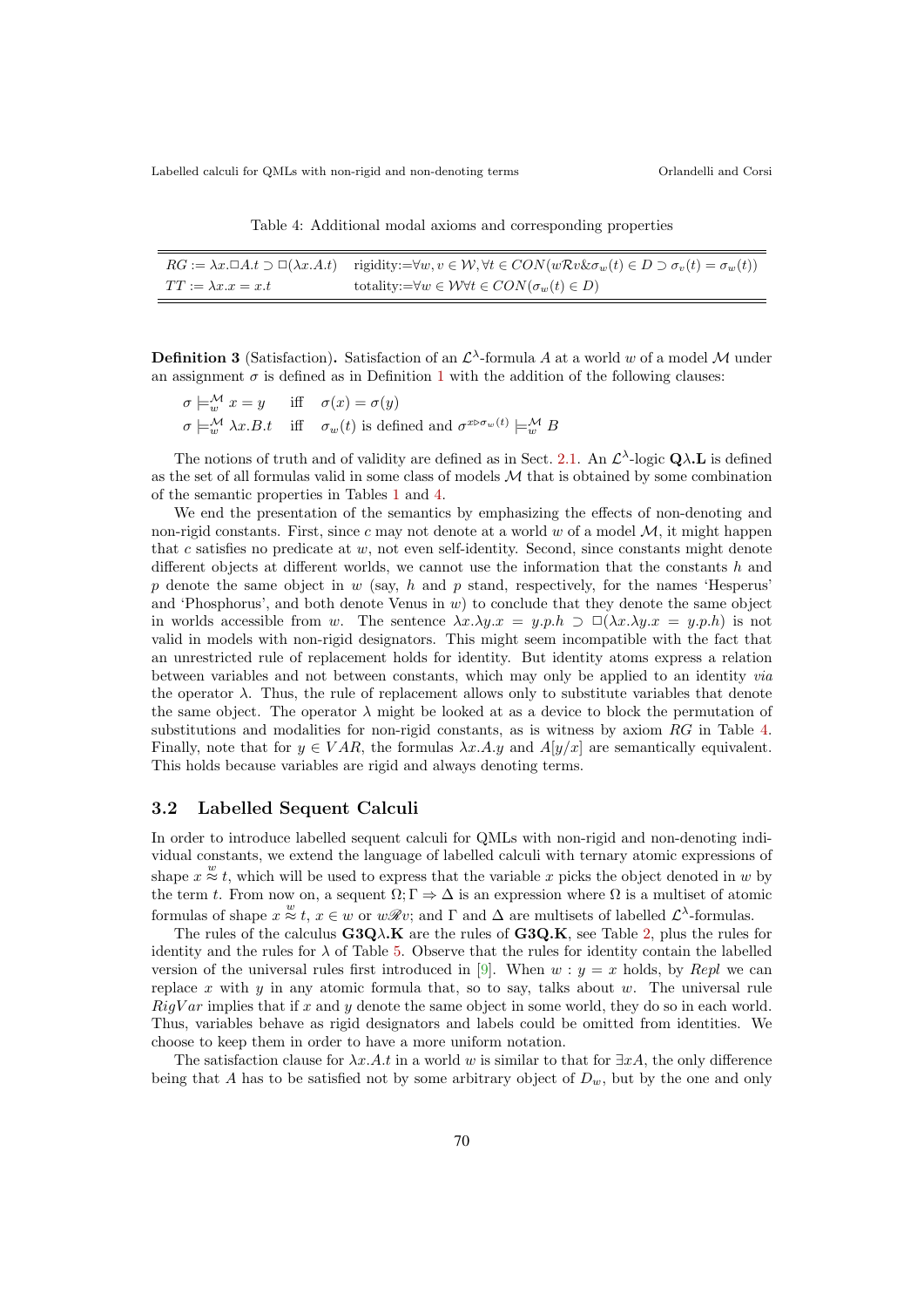Table 4: Additional modal axioms and corresponding properties

| | |
|---|---|
| $RG := \lambda x.\Box A.t \supset \Box(\lambda x.A.t)$ | rigidity:=$\forall w, v \in \mathcal{W}, \forall t \in CON(w\mathcal{R}v \& \sigma_w(t) \in D \supset \sigma_v(t) = \sigma_w(t))$ |
| $TT := \lambda x.x = x.t$ | totality:=$\forall w \in \mathcal{W} \forall t \in CON(\sigma_w(t) \in D)$ |

**Definition 3** (Satisfaction)**.** Satisfaction of an $\mathcal{L}^\lambda$-formula $A$ at a world $w$ of a model $\mathcal{M}$ under an assignment $\sigma$ is defined as in Definition 1 with the addition of the following clauses:

$\sigma \models^{\mathcal{M}}_w x = y \quad$ iff $\quad \sigma(x) = \sigma(y)$

$\sigma \models^{\mathcal{M}}_w \lambda x.B.t \quad$ iff $\quad \sigma_w(t)$ is defined and $\sigma^{x \triangleright \sigma_w(t)} \models^{\mathcal{M}}_w B$

The notions of truth and of validity are defined as in Sect. 2.1. An $\mathcal{L}^\lambda$-logic $\mathbf{Q\lambda.L}$ is defined as the set of all formulas valid in some class of models $\mathcal{M}$ that is obtained by some combination of the semantic properties in Tables 1 and 4.

We end the presentation of the semantics by emphasizing the effects of non-denoting and non-rigid constants. First, since $c$ may not denote at a world $w$ of a model $\mathcal{M}$, it might happen that $c$ satisfies no predicate at $w$, not even self-identity. Second, since constants might denote different objects at different worlds, we cannot use the information that the constants $h$ and $p$ denote the same object in $w$ (say, $h$ and $p$ stand, respectively, for the names 'Hesperus' and 'Phosphorus', and both denote Venus in $w$) to conclude that they denote the same object in worlds accessible from $w$. The sentence $\lambda x.\lambda y.x = y.p.h \supset \Box(\lambda x.\lambda y.x = y.p.h)$ is not valid in models with non-rigid designators. This might seem incompatible with the fact that an unrestricted rule of replacement holds for identity. But identity atoms express a relation between variables and not between constants, which may only be applied to an identity *via* the operator $\lambda$. Thus, the rule of replacement allows only to substitute variables that denote the same object. The operator $\lambda$ might be looked at as a device to block the permutation of substitutions and modalities for non-rigid constants, as is witness by axiom $RG$ in Table 4. Finally, note that for $y \in VAR$, the formulas $\lambda x.A.y$ and $A[y/x]$ are semantically equivalent. This holds because variables are rigid and always denoting terms.

### 3.2 Labelled Sequent Calculi

In order to introduce labelled sequent calculi for QMLs with non-rigid and non-denoting individual constants, we extend the language of labelled calculi with ternary atomic expressions of shape $x \overset{w}{\approx} t$, which will be used to express that the variable $x$ picks the object denoted in $w$ by the term $t$. From now on, a sequent $\Omega; \Gamma \Rightarrow \Delta$ is an expression where $\Omega$ is a multiset of atomic formulas of shape $x \overset{w}{\approx} t$, $x \in w$ or $w\mathscr{R}v$; and $\Gamma$ and $\Delta$ are multisets of labelled $\mathcal{L}^\lambda$-formulas.

The rules of the calculus $\mathbf{G3Q\lambda.K}$ are the rules of $\mathbf{G3Q.K}$, see Table 2, plus the rules for identity and the rules for $\lambda$ of Table 5. Observe that the rules for identity contain the labelled version of the universal rules first introduced in [9]. When $w : y = x$ holds, by *Repl* we can replace $x$ with $y$ in any atomic formula that, so to say, talks about $w$. The universal rule *RigVar* implies that if $x$ and $y$ denote the same object in some world, they do so in each world. Thus, variables behave as rigid designators and labels could be omitted from identities. We choose to keep them in order to have a more uniform notation.

The satisfaction clause for $\lambda x.A.t$ in a world $w$ is similar to that for $\exists xA$, the only difference being that $A$ has to be satisfied not by some arbitrary object of $D_w$, but by the one and only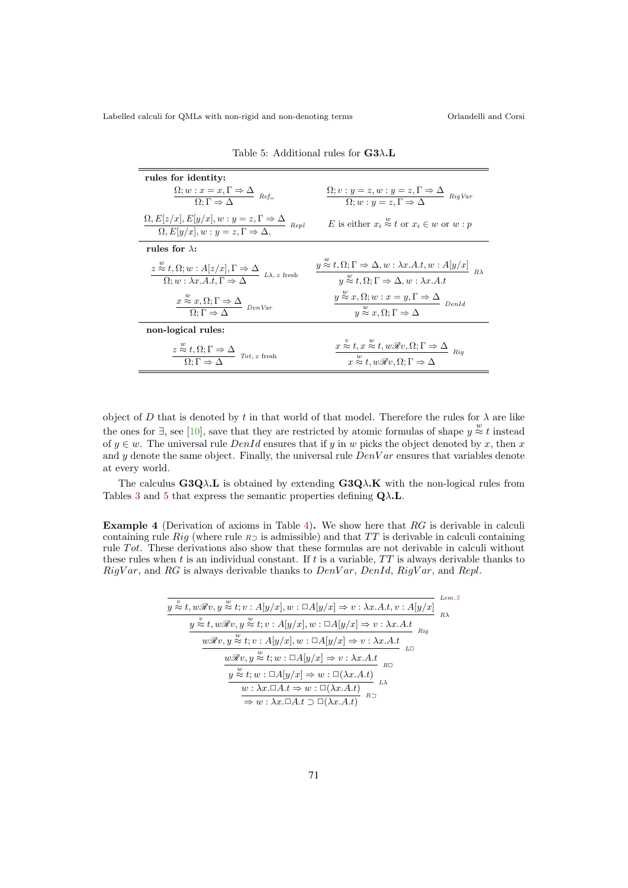Table 5: Additional rules for **G3λ.L**

| | |
|---|---|
| **rules for identity:** | |
| $\dfrac{\Omega; w : x = x, \Gamma \Rightarrow \Delta}{\Omega; \Gamma \Rightarrow \Delta}\ {\scriptstyle Ref_=}$ | $\dfrac{\Omega; v : y = z, w : y = z, \Gamma \Rightarrow \Delta}{\Omega; w : y = z, \Gamma \Rightarrow \Delta}\ {\scriptstyle RigVar}$ |
| $\dfrac{\Omega, E[z/x], E[y/x], w : y = z, \Gamma \Rightarrow \Delta}{\Omega, E[y/x], w : y = z, \Gamma \Rightarrow \Delta,}\ {\scriptstyle Repl}$ | $E$ is either $x_i \overset{w}{\approx} t$ or $x_i \in w$ or $w : p$ |
| **rules for λ:** | |
| $\dfrac{z \overset{w}{\approx} t, \Omega; w : A[z/x], \Gamma \Rightarrow \Delta}{\Omega; w : \lambda x.A.t, \Gamma \Rightarrow \Delta}\ {\scriptstyle L\lambda,\ z \text{ fresh}}$ | $\dfrac{y \overset{w}{\approx} t, \Omega; \Gamma \Rightarrow \Delta, w : \lambda x.A.t, w : A[y/x]}{y \overset{w}{\approx} t, \Omega; \Gamma \Rightarrow \Delta, w : \lambda x.A.t}\ {\scriptstyle R\lambda}$ |
| $\dfrac{x \overset{w}{\approx} x, \Omega; \Gamma \Rightarrow \Delta}{\Omega; \Gamma \Rightarrow \Delta}\ {\scriptstyle DenVar}$ | $\dfrac{y \overset{w}{\approx} x, \Omega; w : x = y, \Gamma \Rightarrow \Delta}{y \overset{w}{\approx} x, \Omega; \Gamma \Rightarrow \Delta}\ {\scriptstyle DenId}$ |
| **non-logical rules:** | |
| $\dfrac{z \overset{w}{\approx} t, \Omega; \Gamma \Rightarrow \Delta}{\Omega; \Gamma \Rightarrow \Delta}\ {\scriptstyle Tot,\ z \text{ fresh}}$ | $\dfrac{x \overset{v}{\approx} t, x \overset{w}{\approx} t, w\mathscr{R}v, \Omega; \Gamma \Rightarrow \Delta}{x \overset{w}{\approx} t, w\mathscr{R}v, \Omega; \Gamma \Rightarrow \Delta}\ {\scriptstyle Rig}$ |

object of $D$ that is denoted by $t$ in that world of that model. Therefore the rules for $\lambda$ are like the ones for $\exists$, see [10], save that they are restricted by atomic formulas of shape $y \overset{w}{\approx} t$ instead of $y \in w$. The universal rule $DenId$ ensures that if $y$ in $w$ picks the object denoted by $x$, then $x$ and $y$ denote the same object. Finally, the universal rule $DenVar$ ensures that variables denote at every world.

The calculus **G3Qλ.L** is obtained by extending **G3Qλ.K** with the non-logical rules from Tables 3 and 5 that express the semantic properties defining **Qλ.L**.

**Example 4** (Derivation of axioms in Table 4)**.** We show here that $RG$ is derivable in calculi containing rule $Rig$ (where rule $R\supset$ is admissible) and that $TT$ is derivable in calculi containing rule $Tot$. These derivations also show that these formulas are not derivable in calculi without these rules when $t$ is an individual constant. If $t$ is a variable, $TT$ is always derivable thanks to $RigVar$, and $RG$ is always derivable thanks to $DenVar$, $DenId$, $RigVar$, and $Repl$.

$$
\dfrac{\dfrac{\dfrac{\dfrac{\dfrac{\dfrac{\dfrac{}{y \overset{v}{\approx} t, w\mathscr{R}v, y \overset{w}{\approx} t; v : A[y/x], w : \Box A[y/x] \Rightarrow v : \lambda x.A.t, v : A[y/x]}\ {\scriptstyle Lem.5}}{y \overset{v}{\approx} t, w\mathscr{R}v, y \overset{w}{\approx} t; v : A[y/x], w : \Box A[y/x] \Rightarrow v : \lambda x.A.t}\ {\scriptstyle R\lambda}}{w\mathscr{R}v, y \overset{w}{\approx} t; v : A[y/x], w : \Box A[y/x] \Rightarrow v : \lambda x.A.t}\ {\scriptstyle Rig}}{w\mathscr{R}v, y \overset{w}{\approx} t; w : \Box A[y/x] \Rightarrow v : \lambda x.A.t}\ {\scriptstyle L\Box}}{y \overset{w}{\approx} t; w : \Box A[y/x] \Rightarrow w : \Box(\lambda x.A.t)}\ {\scriptstyle R\Box}}{w : \lambda x.\Box A.t \Rightarrow w : \Box(\lambda x.A.t)}\ {\scriptstyle L\lambda}}{\Rightarrow w : \lambda x.\Box A.t \supset \Box(\lambda x.A.t)}\ {\scriptstyle R\supset}
$$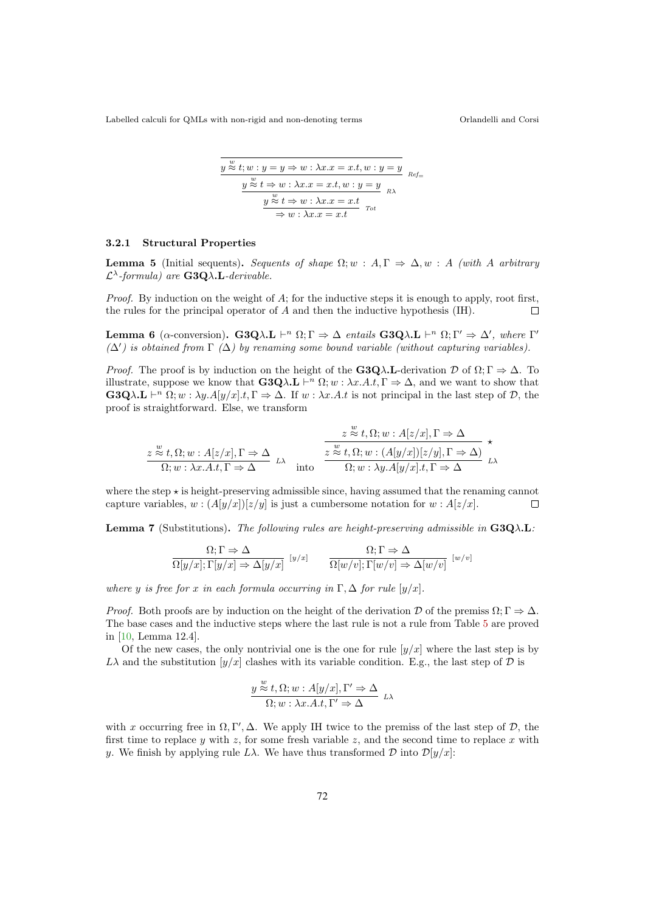$$
\cfrac{\cfrac{\cfrac{\overline{y \overset{w}{\approx} t; w : y = y \Rightarrow w : \lambda x.x = x.t, w : y = y}\ {\scriptstyle Ref_=}}{y \overset{w}{\approx} t \Rightarrow w : \lambda x.x = x.t, w : y = y}\ {\scriptstyle R\lambda}}{y \overset{w}{\approx} t \Rightarrow w : \lambda x.x = x.t}\ {\scriptstyle Tot}}{\Rightarrow w : \lambda x.x = x.t}
$$

### 3.2.1 Structural Properties

**Lemma 5** (Initial sequents)**.** *Sequents of shape $\Omega; w : A, \Gamma \Rightarrow \Delta, w : A$ (with $A$ arbitrary $\mathcal{L}^\lambda$-formula) are* **G3Q$\lambda$.L***-derivable.*

*Proof.* By induction on the weight of $A$; for the inductive steps it is enough to apply, root first, the rules for the principal operator of $A$ and then the inductive hypothesis (IH). □

**Lemma 6** ($\alpha$-conversion)**.** **G3Q$\lambda$.L** $\vdash^n \Omega; \Gamma \Rightarrow \Delta$ *entails* **G3Q$\lambda$.L** $\vdash^n \Omega; \Gamma' \Rightarrow \Delta'$*, where $\Gamma'$ ($\Delta'$) is obtained from $\Gamma$ ($\Delta$) by renaming some bound variable (without capturing variables).*

*Proof.* The proof is by induction on the height of the **G3Q$\lambda$.L**-derivation $\mathcal{D}$ of $\Omega; \Gamma \Rightarrow \Delta$. To illustrate, suppose we know that **G3Q$\lambda$.L** $\vdash^n \Omega; w : \lambda x.A.t, \Gamma \Rightarrow \Delta$, and we want to show that **G3Q$\lambda$.L** $\vdash^n \Omega; w : \lambda y.A[y/x].t, \Gamma \Rightarrow \Delta$. If $w : \lambda x.A.t$ is not principal in the last step of $\mathcal{D}$, the proof is straightforward. Else, we transform

$$
\cfrac{z \overset{w}{\approx} t, \Omega; w : A[z/x], \Gamma \Rightarrow \Delta}{\Omega; w : \lambda x.A.t, \Gamma \Rightarrow \Delta}\ {\scriptstyle L\lambda} \quad \text{into} \quad \cfrac{\cfrac{z \overset{w}{\approx} t, \Omega; w : A[z/x], \Gamma \Rightarrow \Delta}{z \overset{w}{\approx} t, \Omega; w : (A[y/x])[z/y], \Gamma \Rightarrow \Delta)}\ \star}{\Omega; w : \lambda y.A[y/x].t, \Gamma \Rightarrow \Delta}\ {\scriptstyle L\lambda}
$$

where the step $\star$ is height-preserving admissible since, having assumed that the renaming cannot capture variables, $w : (A[y/x])[z/y]$ is just a cumbersome notation for $w : A[z/x]$. □

**Lemma 7** (Substitutions)**.** *The following rules are height-preserving admissible in* **G3Q$\lambda$.L***:*

$$
\cfrac{\Omega; \Gamma \Rightarrow \Delta}{\Omega[y/x]; \Gamma[y/x] \Rightarrow \Delta[y/x]}\ {\scriptstyle [y/x]} \qquad \cfrac{\Omega; \Gamma \Rightarrow \Delta}{\Omega[w/v]; \Gamma[w/v] \Rightarrow \Delta[w/v]}\ {\scriptstyle [w/v]}
$$

*where $y$ is free for $x$ in each formula occurring in $\Gamma, \Delta$ for rule $[y/x]$.*

*Proof.* Both proofs are by induction on the height of the derivation $\mathcal{D}$ of the premiss $\Omega; \Gamma \Rightarrow \Delta$. The base cases and the inductive steps where the last rule is not a rule from Table 5 are proved in [10, Lemma 12.4].

Of the new cases, the only nontrivial one is the one for rule $[y/x]$ where the last step is by $L\lambda$ and the substitution $[y/x]$ clashes with its variable condition. E.g., the last step of $\mathcal{D}$ is

$$
\cfrac{y \overset{w}{\approx} t, \Omega; w : A[y/x], \Gamma' \Rightarrow \Delta}{\Omega; w : \lambda x.A.t, \Gamma' \Rightarrow \Delta}\ {\scriptstyle L\lambda}
$$

with $x$ occurring free in $\Omega, \Gamma', \Delta$. We apply IH twice to the premiss of the last step of $\mathcal{D}$, the first time to replace $y$ with $z$, for some fresh variable $z$, and the second time to replace $x$ with $y$. We finish by applying rule $L\lambda$. We have thus transformed $\mathcal{D}$ into $\mathcal{D}[y/x]$: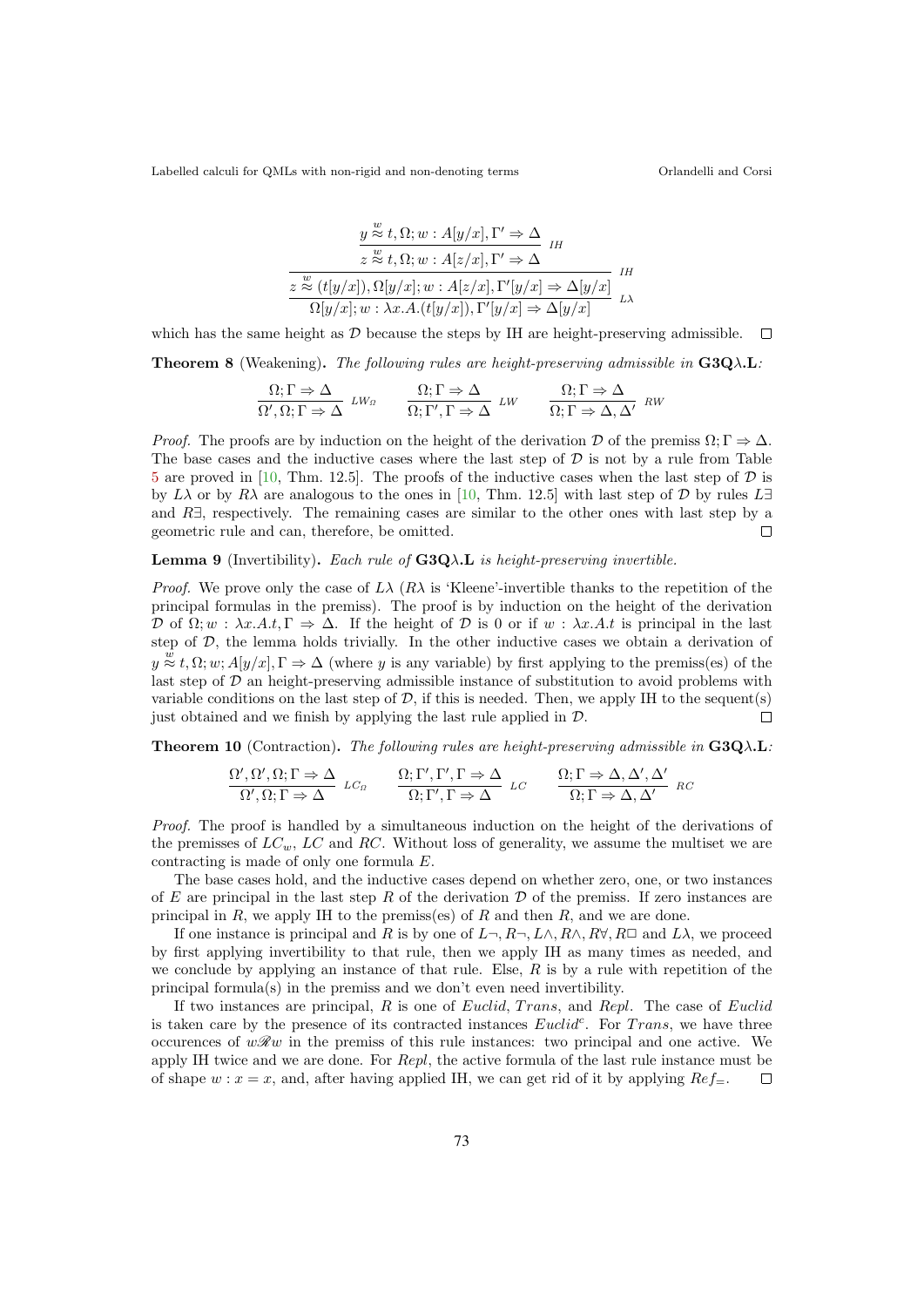$$\dfrac{\dfrac{\dfrac{y \overset{w}{\approx} t, \Omega; w : A[y/x], \Gamma' \Rightarrow \Delta}{z \overset{w}{\approx} t, \Omega; w : A[z/x], \Gamma' \Rightarrow \Delta}\ IH}{z \overset{w}{\approx} (t[y/x]), \Omega[y/x]; w : A[z/x], \Gamma'[y/x] \Rightarrow \Delta[y/x]}\ IH}{\Omega[y/x]; w : \lambda x.A.(t[y/x]), \Gamma'[y/x] \Rightarrow \Delta[y/x]}\ L\lambda$$

which has the same height as $\mathcal{D}$ because the steps by IH are height-preserving admissible. ◻

**Theorem 8** (Weakening)**.** *The following rules are height-preserving admissible in* **G3Q$\lambda$.L***:*

$$\dfrac{\Omega; \Gamma \Rightarrow \Delta}{\Omega', \Omega; \Gamma \Rightarrow \Delta}\ LW_{\Omega} \qquad \dfrac{\Omega; \Gamma \Rightarrow \Delta}{\Omega; \Gamma', \Gamma \Rightarrow \Delta}\ LW \qquad \dfrac{\Omega; \Gamma \Rightarrow \Delta}{\Omega; \Gamma \Rightarrow \Delta, \Delta'}\ RW$$

*Proof.* The proofs are by induction on the height of the derivation $\mathcal{D}$ of the premiss $\Omega; \Gamma \Rightarrow \Delta$. The base cases and the inductive cases where the last step of $\mathcal{D}$ is not by a rule from Table 5 are proved in [10, Thm. 12.5]. The proofs of the inductive cases when the last step of $\mathcal{D}$ is by $L\lambda$ or by $R\lambda$ are analogous to the ones in [10, Thm. 12.5] with last step of $\mathcal{D}$ by rules $L\exists$ and $R\exists$, respectively. The remaining cases are similar to the other ones with last step by a geometric rule and can, therefore, be omitted. ◻

**Lemma 9** (Invertibility)**.** *Each rule of* **G3Q$\lambda$.L** *is height-preserving invertible.*

*Proof.* We prove only the case of $L\lambda$ ($R\lambda$ is 'Kleene'-invertible thanks to the repetition of the principal formulas in the premiss). The proof is by induction on the height of the derivation $\mathcal{D}$ of $\Omega; w : \lambda x.A.t, \Gamma \Rightarrow \Delta$. If the height of $\mathcal{D}$ is 0 or if $w : \lambda x.A.t$ is principal in the last step of $\mathcal{D}$, the lemma holds trivially. In the other inductive cases we obtain a derivation of $y \overset{w}{\approx} t, \Omega; w; A[y/x], \Gamma \Rightarrow \Delta$ (where $y$ is any variable) by first applying to the premiss(es) of the last step of $\mathcal{D}$ an height-preserving admissible instance of substitution to avoid problems with variable conditions on the last step of $\mathcal{D}$, if this is needed. Then, we apply IH to the sequent(s) just obtained and we finish by applying the last rule applied in $\mathcal{D}$. ◻

**Theorem 10** (Contraction)**.** *The following rules are height-preserving admissible in* **G3Q$\lambda$.L***:*

$$\dfrac{\Omega', \Omega', \Omega; \Gamma \Rightarrow \Delta}{\Omega', \Omega; \Gamma \Rightarrow \Delta}\ LC_{\Omega} \qquad \dfrac{\Omega; \Gamma', \Gamma', \Gamma \Rightarrow \Delta}{\Omega; \Gamma', \Gamma \Rightarrow \Delta}\ LC \qquad \dfrac{\Omega; \Gamma \Rightarrow \Delta, \Delta', \Delta'}{\Omega; \Gamma \Rightarrow \Delta, \Delta'}\ RC$$

*Proof.* The proof is handled by a simultaneous induction on the height of the derivations of the premisses of $LC_w$, $LC$ and $RC$. Without loss of generality, we assume the multiset we are contracting is made of only one formula $E$.

The base cases hold, and the inductive cases depend on whether zero, one, or two instances of $E$ are principal in the last step $R$ of the derivation $\mathcal{D}$ of the premiss. If zero instances are principal in $R$, we apply IH to the premiss(es) of $R$ and then $R$, and we are done.

If one instance is principal and $R$ is by one of $L\neg, R\neg, L\wedge, R\wedge, R\forall, R\Box$ and $L\lambda$, we proceed by first applying invertibility to that rule, then we apply IH as many times as needed, and we conclude by applying an instance of that rule. Else, $R$ is by a rule with repetition of the principal formula(s) in the premiss and we don't even need invertibility.

If two instances are principal, $R$ is one of *Euclid*, *Trans*, and *Repl*. The case of *Euclid* is taken care by the presence of its contracted instances $Euclid^c$. For *Trans*, we have three occurences of $w\mathscr{R}w$ in the premiss of this rule instances: two principal and one active. We apply IH twice and we are done. For *Repl*, the active formula of the last rule instance must be of shape $w : x = x$, and, after having applied IH, we can get rid of it by applying $Ref_=$. ◻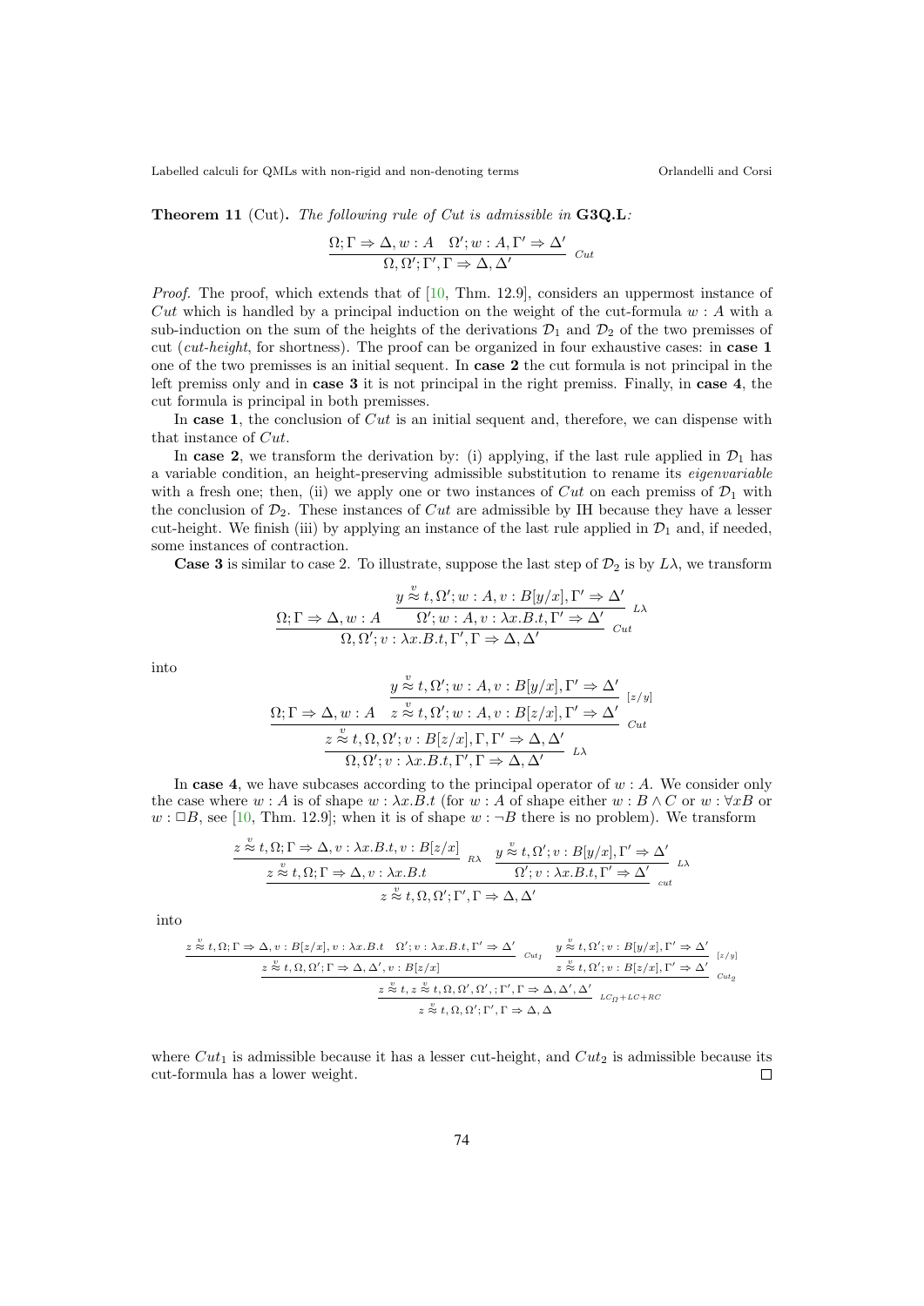**Theorem 11** (Cut)**.** *The following rule of Cut is admissible in* **G3Q.L***:*

$$\frac{\Omega; \Gamma \Rightarrow \Delta, w : A \quad \Omega'; w : A, \Gamma' \Rightarrow \Delta'}{\Omega, \Omega'; \Gamma', \Gamma \Rightarrow \Delta, \Delta'}\ {\scriptstyle Cut}$$

*Proof.* The proof, which extends that of [10, Thm. 12.9], considers an uppermost instance of $Cut$ which is handled by a principal induction on the weight of the cut-formula $w : A$ with a sub-induction on the sum of the heights of the derivations $\mathcal{D}_1$ and $\mathcal{D}_2$ of the two premisses of cut (*cut-height*, for shortness). The proof can be organized in four exhaustive cases: in **case 1** one of the two premisses is an initial sequent. In **case 2** the cut formula is not principal in the left premiss only and in **case 3** it is not principal in the right premiss. Finally, in **case 4**, the cut formula is principal in both premisses.

In **case 1**, the conclusion of $Cut$ is an initial sequent and, therefore, we can dispense with that instance of $Cut$.

In **case 2**, we transform the derivation by: (i) applying, if the last rule applied in $\mathcal{D}_1$ has a variable condition, an height-preserving admissible substitution to rename its *eigenvariable* with a fresh one; then, (ii) we apply one or two instances of $Cut$ on each premiss of $\mathcal{D}_1$ with the conclusion of $\mathcal{D}_2$. These instances of $Cut$ are admissible by IH because they have a lesser cut-height. We finish (iii) by applying an instance of the last rule applied in $\mathcal{D}_1$ and, if needed, some instances of contraction.

**Case 3** is similar to case 2. To illustrate, suppose the last step of $\mathcal{D}_2$ is by $L\lambda$, we transform

$$\frac{\Omega; \Gamma \Rightarrow \Delta, w : A \quad \dfrac{y \overset{v}{\approx} t, \Omega'; w : A, v : B[y/x], \Gamma' \Rightarrow \Delta'}{\Omega'; w : A, v : \lambda x.B.t, \Gamma' \Rightarrow \Delta'}\ {\scriptstyle L\lambda}}{\Omega, \Omega'; v : \lambda x.B.t, \Gamma', \Gamma \Rightarrow \Delta, \Delta'}\ {\scriptstyle Cut}$$

into

$$\frac{\dfrac{\Omega; \Gamma \Rightarrow \Delta, w : A \quad \dfrac{y \overset{v}{\approx} t, \Omega'; w : A, v : B[y/x], \Gamma' \Rightarrow \Delta'}{z \overset{v}{\approx} t, \Omega'; w : A, v : B[z/x], \Gamma' \Rightarrow \Delta'}\ {\scriptstyle [z/y]}}{z \overset{v}{\approx} t, \Omega, \Omega'; v : B[z/x], \Gamma, \Gamma' \Rightarrow \Delta, \Delta'}\ {\scriptstyle Cut}}{\Omega, \Omega'; v : \lambda x.B.t, \Gamma', \Gamma \Rightarrow \Delta, \Delta'}\ {\scriptstyle L\lambda}$$

In **case 4**, we have subcases according to the principal operator of $w : A$. We consider only the case where $w : A$ is of shape $w : \lambda x.B.t$ (for $w : A$ of shape either $w : B \wedge C$ or $w : \forall x B$ or $w : \Box B$, see [10, Thm. 12.9]; when it is of shape $w : \neg B$ there is no problem). We transform

$$\frac{\dfrac{z \overset{v}{\approx} t, \Omega; \Gamma \Rightarrow \Delta, v : \lambda x.B.t, v : B[z/x]}{z \overset{v}{\approx} t, \Omega; \Gamma \Rightarrow \Delta, v : \lambda x.B.t}\ {\scriptstyle R\lambda} \quad \dfrac{y \overset{v}{\approx} t, \Omega'; v : B[y/x], \Gamma' \Rightarrow \Delta'}{\Omega'; v : \lambda x.B.t, \Gamma' \Rightarrow \Delta'}\ {\scriptstyle L\lambda}}{z \overset{v}{\approx} t, \Omega, \Omega'; \Gamma', \Gamma \Rightarrow \Delta, \Delta'}\ {\scriptstyle cut}$$

into

$$\frac{\dfrac{\dfrac{z \overset{v}{\approx} t, \Omega; \Gamma \Rightarrow \Delta, v : B[z/x], v : \lambda x.B.t \quad \Omega'; v : \lambda x.B.t, \Gamma' \Rightarrow \Delta'}{z \overset{v}{\approx} t, \Omega, \Omega'; \Gamma \Rightarrow \Delta, \Delta', v : B[z/x]}\ {\scriptstyle Cut_1} \quad \dfrac{y \overset{v}{\approx} t, \Omega'; v : B[y/x], \Gamma' \Rightarrow \Delta'}{z \overset{v}{\approx} t, \Omega'; v : B[z/x], \Gamma' \Rightarrow \Delta'}\ {\scriptstyle [z/y]}}{z \overset{v}{\approx} t, z \overset{v}{\approx} t, \Omega, \Omega', \Omega', ; \Gamma', \Gamma \Rightarrow \Delta, \Delta', \Delta'}\ {\scriptstyle Cut_2}}{z \overset{v}{\approx} t, \Omega, \Omega'; \Gamma', \Gamma \Rightarrow \Delta, \Delta}\ {\scriptstyle LC_\Omega + LC + RC}$$

where $Cut_1$ is admissible because it has a lesser cut-height, and $Cut_2$ is admissible because its cut-formula has a lower weight. □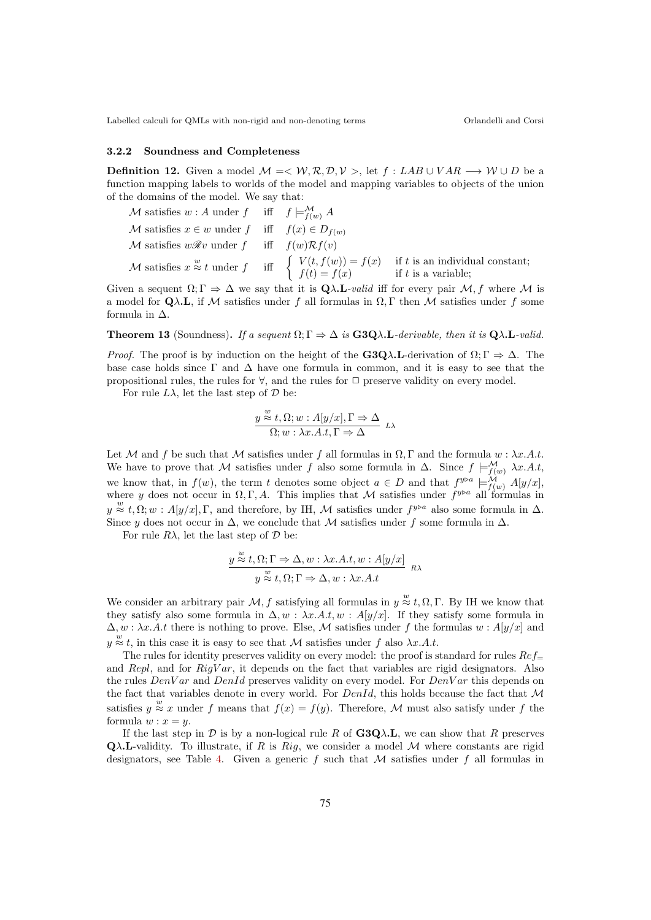### 3.2.2 Soundness and Completeness

**Definition 12.** Given a model $\mathcal{M} = < \mathcal{W}, \mathcal{R}, \mathcal{D}, \mathcal{V} >$, let $f : LAB \cup VAR \longrightarrow \mathcal{W} \cup D$ be a function mapping labels to worlds of the model and mapping variables to objects of the union of the domains of the model. We say that:

$\mathcal{M}$ satisfies $w : A$ under $f$ iff $f \models^{\mathcal{M}}_{f(w)} A$

$\mathcal{M}$ satisfies $x \in w$ under $f$ iff $f(x) \in D_{f(w)}$

$\mathcal{M}$ satisfies $w\mathscr{R}v$ under $f$ iff $f(w)\mathcal{R}f(v)$

$\mathcal{M}$ satisfies $x \overset{w}{\approx} t$ under $f$ iff $\begin{cases} V(t, f(w)) = f(x) & \text{if } t \text{ is an individual constant;} \\ f(t) = f(x) & \text{if } t \text{ is a variable;} \end{cases}$

Given a sequent $\Omega; \Gamma \Rightarrow \Delta$ we say that it is $\mathbf{Q\lambda.L}$*-valid* iff for every pair $\mathcal{M}, f$ where $\mathcal{M}$ is a model for $\mathbf{Q\lambda.L}$, if $\mathcal{M}$ satisfies under $f$ all formulas in $\Omega, \Gamma$ then $\mathcal{M}$ satisfies under $f$ some formula in $\Delta$.

**Theorem 13** (Soundness)**.** *If a sequent $\Omega; \Gamma \Rightarrow \Delta$ is $\mathbf{G3Q\lambda.L}$-derivable, then it is $\mathbf{Q\lambda.L}$-valid.*

*Proof.* The proof is by induction on the height of the $\mathbf{G3Q\lambda.L}$-derivation of $\Omega; \Gamma \Rightarrow \Delta$. The base case holds since $\Gamma$ and $\Delta$ have one formula in common, and it is easy to see that the propositional rules, the rules for $\forall$, and the rules for $\Box$ preserve validity on every model.

For rule $L\lambda$, let the last step of $\mathcal{D}$ be:

$$\frac{y \overset{w}{\approx} t, \Omega; w : A[y/x], \Gamma \Rightarrow \Delta}{\Omega; w : \lambda x.A.t, \Gamma \Rightarrow \Delta} \; L\lambda$$

Let $\mathcal{M}$ and $f$ be such that $\mathcal{M}$ satisfies under $f$ all formulas in $\Omega, \Gamma$ and the formula $w : \lambda x.A.t$. We have to prove that $\mathcal{M}$ satisfies under $f$ also some formula in $\Delta$. Since $f \models^{\mathcal{M}}_{f(w)} \lambda x.A.t$, we know that, in $f(w)$, the term $t$ denotes some object $a \in D$ and that $f^{y \triangleright a} \models^{\mathcal{M}}_{f(w)} A[y/x]$, where $y$ does not occur in $\Omega, \Gamma, A$. This implies that $\mathcal{M}$ satisfies under $f^{y \triangleright a}$ all formulas in $y \overset{w}{\approx} t, \Omega; w : A[y/x], \Gamma$, and therefore, by IH, $\mathcal{M}$ satisfies under $f^{y \triangleright a}$ also some formula in $\Delta$. Since $y$ does not occur in $\Delta$, we conclude that $\mathcal{M}$ satisfies under $f$ some formula in $\Delta$.

For rule $R\lambda$, let the last step of $\mathcal{D}$ be:

$$\frac{y \overset{w}{\approx} t, \Omega; \Gamma \Rightarrow \Delta, w : \lambda x.A.t, w : A[y/x]}{y \overset{w}{\approx} t, \Omega; \Gamma \Rightarrow \Delta, w : \lambda x.A.t} \; R\lambda$$

We consider an arbitrary pair $\mathcal{M}, f$ satisfying all formulas in $y \overset{w}{\approx} t, \Omega, \Gamma$. By IH we know that they satisfy also some formula in $\Delta, w : \lambda x.A.t, w : A[y/x]$. If they satisfy some formula in $\Delta, w : \lambda x.A.t$ there is nothing to prove. Else, $\mathcal{M}$ satisfies under $f$ the formulas $w : A[y/x]$ and $y \overset{w}{\approx} t$, in this case it is easy to see that $\mathcal{M}$ satisfies under $f$ also $\lambda x.A.t$.

The rules for identity preserves validity on every model: the proof is standard for rules $Ref_=$ and $Repl$, and for $RigVar$, it depends on the fact that variables are rigid designators. Also the rules $DenVar$ and $DenId$ preserves validity on every model. For $DenVar$ this depends on the fact that variables denote in every world. For $DenId$, this holds because the fact that $\mathcal{M}$ satisfies $y \overset{w}{\approx} x$ under $f$ means that $f(x) = f(y)$. Therefore, $\mathcal{M}$ must also satisfy under $f$ the formula $w : x = y$.

If the last step in $\mathcal{D}$ is by a non-logical rule $R$ of $\mathbf{G3Q\lambda.L}$, we can show that $R$ preserves $\mathbf{Q\lambda.L}$-validity. To illustrate, if $R$ is $Rig$, we consider a model $\mathcal{M}$ where constants are rigid designators, see Table 4. Given a generic $f$ such that $\mathcal{M}$ satisfies under $f$ all formulas in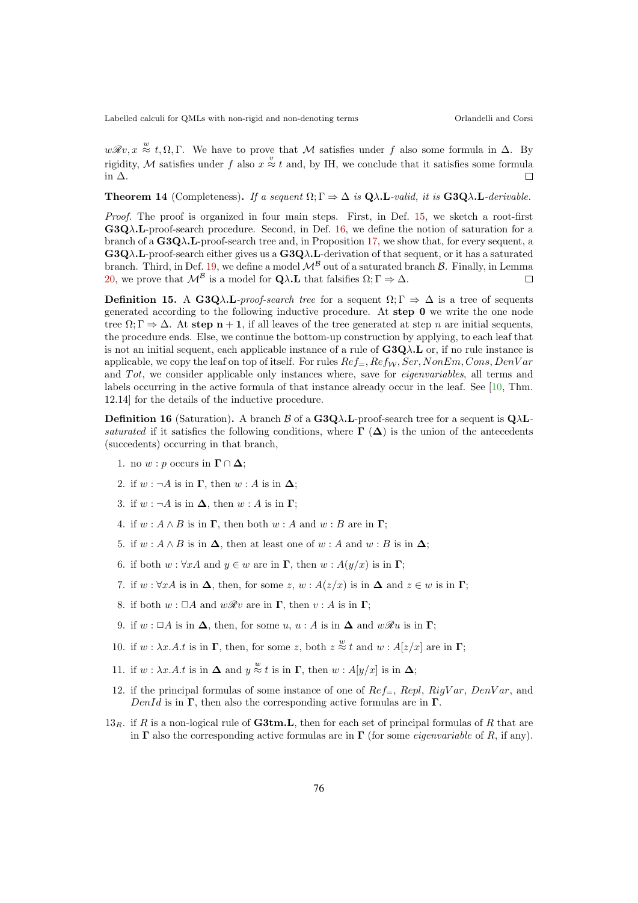$w\mathscr{R}v, x \overset{w}{\approx} t, \Omega, \Gamma$. We have to prove that $\mathcal{M}$ satisfies under $f$ also some formula in $\Delta$. By rigidity, $\mathcal{M}$ satisfies under $f$ also $x \overset{v}{\approx} t$ and, by IH, we conclude that it satisfies some formula in $\Delta$. □

**Theorem 14** (Completeness)**.** *If a sequent* $\Omega; \Gamma \Rightarrow \Delta$ *is* **Q**$\lambda$.**L**-*valid, it is* **G3Q**$\lambda$.**L**-*derivable.*

*Proof.* The proof is organized in four main steps. First, in Def. 15, we sketch a root-first **G3Q**$\lambda$.**L**-proof-search procedure. Second, in Def. 16, we define the notion of saturation for a branch of a **G3Q**$\lambda$.**L**-proof-search tree and, in Proposition 17, we show that, for every sequent, a **G3Q**$\lambda$.**L**-proof-search either gives us a **G3Q**$\lambda$.**L**-derivation of that sequent, or it has a saturated branch. Third, in Def. 19, we define a model $\mathcal{M}^{\mathcal{B}}$ out of a saturated branch $\mathcal{B}$. Finally, in Lemma 20, we prove that $\mathcal{M}^{\mathcal{B}}$ is a model for **Q**$\lambda$.**L** that falsifies $\Omega; \Gamma \Rightarrow \Delta$. □

**Definition 15.** A **G3Q**$\lambda$.**L**-*proof-search tree* for a sequent $\Omega; \Gamma \Rightarrow \Delta$ is a tree of sequents generated according to the following inductive procedure. At **step 0** we write the one node tree $\Omega; \Gamma \Rightarrow \Delta$. At **step n + 1**, if all leaves of the tree generated at step $n$ are initial sequents, the procedure ends. Else, we continue the bottom-up construction by applying, to each leaf that is not an initial sequent, each applicable instance of a rule of **G3Q**$\lambda$.**L** or, if no rule instance is applicable, we copy the leaf on top of itself. For rules $Ref_{=}, Ref_{\mathcal{W}}, Ser, NonEm, Cons, DenVar$ and $Tot$, we consider applicable only instances where, save for *eigenvariables*, all terms and labels occurring in the active formula of that instance already occur in the leaf. See [10, Thm. 12.14] for the details of the inductive procedure.

**Definition 16** (Saturation)**.** A branch $\mathcal{B}$ of a **G3Q**$\lambda$.**L**-proof-search tree for a sequent is **Q**$\lambda$**L**-*saturated* if it satisfies the following conditions, where $\mathbf{\Gamma}$ ($\mathbf{\Delta}$) is the union of the antecedents (succedents) occurring in that branch,

1. no $w : p$ occurs in $\mathbf{\Gamma} \cap \mathbf{\Delta}$;
2. if $w : \neg A$ is in $\mathbf{\Gamma}$, then $w : A$ is in $\mathbf{\Delta}$;
3. if $w : \neg A$ is in $\mathbf{\Delta}$, then $w : A$ is in $\mathbf{\Gamma}$;
4. if $w : A \wedge B$ is in $\mathbf{\Gamma}$, then both $w : A$ and $w : B$ are in $\mathbf{\Gamma}$;
5. if $w : A \wedge B$ is in $\mathbf{\Delta}$, then at least one of $w : A$ and $w : B$ is in $\mathbf{\Delta}$;
6. if both $w : \forall x A$ and $y \in w$ are in $\mathbf{\Gamma}$, then $w : A(y/x)$ is in $\mathbf{\Gamma}$;
7. if $w : \forall x A$ is in $\mathbf{\Delta}$, then, for some $z$, $w : A(z/x)$ is in $\mathbf{\Delta}$ and $z \in w$ is in $\mathbf{\Gamma}$;
8. if both $w : \Box A$ and $w\mathscr{R}v$ are in $\mathbf{\Gamma}$, then $v : A$ is in $\mathbf{\Gamma}$;
9. if $w : \Box A$ is in $\mathbf{\Delta}$, then, for some $u$, $u : A$ is in $\mathbf{\Delta}$ and $w\mathscr{R}u$ is in $\mathbf{\Gamma}$;
10. if $w : \lambda x.A.t$ is in $\mathbf{\Gamma}$, then, for some $z$, both $z \overset{w}{\approx} t$ and $w : A[z/x]$ are in $\mathbf{\Gamma}$;
11. if $w : \lambda x.A.t$ is in $\mathbf{\Delta}$ and $y \overset{w}{\approx} t$ is in $\mathbf{\Gamma}$, then $w : A[y/x]$ is in $\mathbf{\Delta}$;
12. if the principal formulas of some instance of one of $Ref_{=}$, $Repl$, $RigVar$, $DenVar$, and $DenId$ is in $\mathbf{\Gamma}$, then also the corresponding active formulas are in $\mathbf{\Gamma}$.

$13_R$. if $R$ is a non-logical rule of **G3tm.L**, then for each set of principal formulas of $R$ that are in $\mathbf{\Gamma}$ also the corresponding active formulas are in $\mathbf{\Gamma}$ (for some *eigenvariable* of $R$, if any).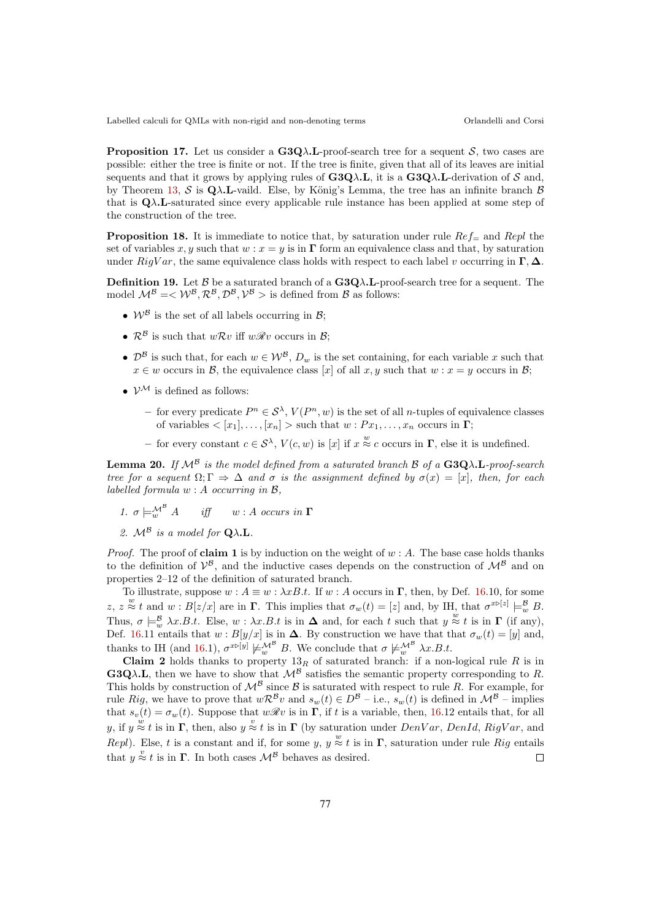**Proposition 17.** Let us consider a **G3Q**$\lambda$.**L**-proof-search tree for a sequent $\mathcal{S}$, two cases are possible: either the tree is finite or not. If the tree is finite, given that all of its leaves are initial sequents and that it grows by applying rules of **G3Q**$\lambda$.**L**, it is a **G3Q**$\lambda$.**L**-derivation of $\mathcal{S}$ and, by Theorem 13, $\mathcal{S}$ is **Q**$\lambda$.**L**-vaild. Else, by König's Lemma, the tree has an infinite branch $\mathcal{B}$ that is **Q**$\lambda$.**L**-saturated since every applicable rule instance has been applied at some step of the construction of the tree.

**Proposition 18.** It is immediate to notice that, by saturation under rule $Ref_=$ and *Repl* the set of variables $x, y$ such that $w : x = y$ is in $\mathbf{\Gamma}$ form an equivalence class and that, by saturation under $RigVar$, the same equivalence class holds with respect to each label $v$ occurring in $\mathbf{\Gamma}, \mathbf{\Delta}$.

**Definition 19.** Let $\mathcal{B}$ be a saturated branch of a **G3Q**$\lambda$.**L**-proof-search tree for a sequent. The model $\mathcal{M}^{\mathcal{B}} =< \mathcal{W}^{\mathcal{B}}, \mathcal{R}^{\mathcal{B}}, \mathcal{D}^{\mathcal{B}}, \mathcal{V}^{\mathcal{B}} >$ is defined from $\mathcal{B}$ as follows:

- $\mathcal{W}^{\mathcal{B}}$ is the set of all labels occurring in $\mathcal{B}$;
- $\mathcal{R}^{\mathcal{B}}$ is such that $w\mathcal{R}v$ iff $w\mathscr{R}v$ occurs in $\mathcal{B}$;
- $\mathcal{D}^{\mathcal{B}}$ is such that, for each $w \in \mathcal{W}^{\mathcal{B}}$, $D_w$ is the set containing, for each variable $x$ such that $x \in w$ occurs in $\mathcal{B}$, the equivalence class $[x]$ of all $x, y$ such that $w : x = y$ occurs in $\mathcal{B}$;
- $\mathcal{V}^{\mathcal{M}}$ is defined as follows:
  - for every predicate $P^n \in \mathcal{S}^\lambda$, $V(P^n, w)$ is the set of all $n$-tuples of equivalence classes of variables $< [x_1], \dots, [x_n] >$ such that $w : Px_1, \dots, x_n$ occurs in $\mathbf{\Gamma}$;
  - for every constant $c \in \mathcal{S}^\lambda$, $V(c, w)$ is $[x]$ if $x \overset{w}{\approx} c$ occurs in $\mathbf{\Gamma}$, else it is undefined.

**Lemma 20.** *If $\mathcal{M}^{\mathcal{B}}$ is the model defined from a saturated branch $\mathcal{B}$ of a* **G3Q**$\lambda$.**L**-*proof-search tree for a sequent $\Omega; \Gamma \Rightarrow \Delta$ and $\sigma$ is the assignment defined by $\sigma(x) = [x]$, then, for each labelled formula $w : A$ occurring in $\mathcal{B}$,*

1. $\sigma \models^{\mathcal{M}^{\mathcal{B}}}_w A$ *iff* $w : A$ *occurs in* $\mathbf{\Gamma}$
2. $\mathcal{M}^{\mathcal{B}}$ *is a model for* **Q**$\lambda$.**L**.

*Proof.* The proof of **claim 1** is by induction on the weight of $w : A$. The base case holds thanks to the definition of $\mathcal{V}^{\mathcal{B}}$, and the inductive cases depends on the construction of $\mathcal{M}^{\mathcal{B}}$ and on properties 2–12 of the definition of saturated branch.

To illustrate, suppose $w : A \equiv w : \lambda x B.t$. If $w : A$ occurs in $\mathbf{\Gamma}$, then, by Def. 16.10, for some $z$, $z \overset{w}{\approx} t$ and $w : B[z/x]$ are in $\mathbf{\Gamma}$. This implies that $\sigma_w(t) = [z]$ and, by IH, that $\sigma^{x \rhd [z]} \models^{\mathcal{B}}_w B$. Thus, $\sigma \models^{\mathcal{B}}_w \lambda x.B.t$. Else, $w : \lambda x.B.t$ is in $\mathbf{\Delta}$ and, for each $t$ such that $y \overset{w}{\approx} t$ is in $\mathbf{\Gamma}$ (if any), Def. 16.11 entails that $w : B[y/x]$ is in $\mathbf{\Delta}$. By construction we have that that $\sigma_w(t) = [y]$ and, thanks to IH (and 16.1), $\sigma^{x \rhd [y]} \not\models^{\mathcal{M}^{\mathcal{B}}}_w B$. We conclude that $\sigma \not\models^{\mathcal{M}^{\mathcal{B}}}_w \lambda x.B.t$.

**Claim 2** holds thanks to property $13_R$ of saturated branch: if a non-logical rule $R$ is in **G3Q**$\lambda$.**L**, then we have to show that $\mathcal{M}^{\mathcal{B}}$ satisfies the semantic property corresponding to $R$. This holds by construction of $\mathcal{M}^{\mathcal{B}}$ since $\mathcal{B}$ is saturated with respect to rule $R$. For example, for rule *Rig*, we have to prove that $w\mathcal{R}^{\mathcal{B}}v$ and $s_w(t) \in D^{\mathcal{B}}$ – i.e., $s_w(t)$ is defined in $\mathcal{M}^{\mathcal{B}}$ – implies that $s_v(t) = \sigma_w(t)$. Suppose that $w\mathscr{R}v$ is in $\mathbf{\Gamma}$, if $t$ is a variable, then, 16.12 entails that, for all $y$, if $y \overset{w}{\approx} t$ is in $\mathbf{\Gamma}$, then, also $y \overset{v}{\approx} t$ is in $\mathbf{\Gamma}$ (by saturation under $DenVar$, $DenId$, $RigVar$, and *Repl*). Else, $t$ is a constant and if, for some $y$, $y \overset{w}{\approx} t$ is in $\mathbf{\Gamma}$, saturation under rule *Rig* entails that $y \overset{v}{\approx} t$ is in $\mathbf{\Gamma}$. In both cases $\mathcal{M}^{\mathcal{B}}$ behaves as desired. $\square$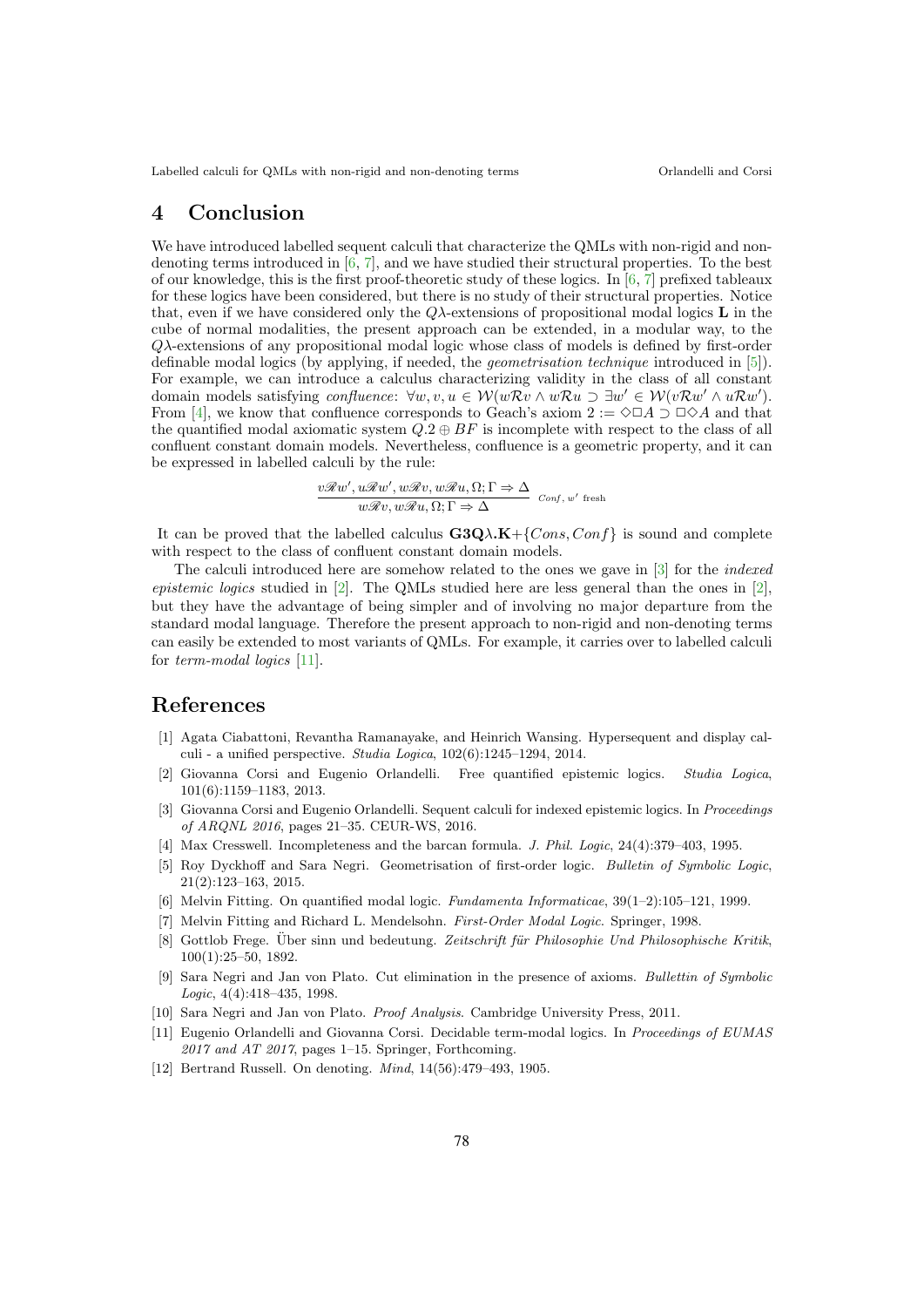## 4 Conclusion

We have introduced labelled sequent calculi that characterize the QMLs with non-rigid and non-denoting terms introduced in [6, 7], and we have studied their structural properties. To the best of our knowledge, this is the first proof-theoretic study of these logics. In [6, 7] prefixed tableaux for these logics have been considered, but there is no study of their structural properties. Notice that, even if we have considered only the $Q\lambda$-extensions of propositional modal logics $\mathbf{L}$ in the cube of normal modalities, the present approach can be extended, in a modular way, to the $Q\lambda$-extensions of any propositional modal logic whose class of models is defined by first-order definable modal logics (by applying, if needed, the *geometrisation technique* introduced in [5]). For example, we can introduce a calculus characterizing validity in the class of all constant domain models satisfying *confluence*: $\forall w, v, u \in \mathcal{W}(w\mathcal{R}v \wedge w\mathcal{R}u \supset \exists w' \in \mathcal{W}(v\mathcal{R}w' \wedge u\mathcal{R}w')$. From [4], we know that confluence corresponds to Geach's axiom $2 := \Diamond\Box A \supset \Box\Diamond A$ and that the quantified modal axiomatic system $Q.2 \oplus BF$ is incomplete with respect to the class of all confluent constant domain models. Nevertheless, confluence is a geometric property, and it can be expressed in labelled calculi by the rule:

$$\frac{v\mathscr{R}w', u\mathscr{R}w', w\mathscr{R}v, w\mathscr{R}u, \Omega; \Gamma \Rightarrow \Delta}{w\mathscr{R}v, w\mathscr{R}u, \Omega; \Gamma \Rightarrow \Delta}\ {\scriptstyle Conf,\ w'\ \text{fresh}}$$

It can be proved that the labelled calculus $\mathbf{G3Q\lambda.K}+\{Cons, Conf\}$ is sound and complete with respect to the class of confluent constant domain models.

The calculi introduced here are somehow related to the ones we gave in [3] for the *indexed epistemic logics* studied in [2]. The QMLs studied here are less general than the ones in [2], but they have the advantage of being simpler and of involving no major departure from the standard modal language. Therefore the present approach to non-rigid and non-denoting terms can easily be extended to most variants of QMLs. For example, it carries over to labelled calculi for *term-modal logics* [11].

## References

[1] Agata Ciabattoni, Revantha Ramanayake, and Heinrich Wansing. Hypersequent and display calculi - a unified perspective. *Studia Logica*, 102(6):1245–1294, 2014.

[2] Giovanna Corsi and Eugenio Orlandelli. Free quantified epistemic logics. *Studia Logica*, 101(6):1159–1183, 2013.

[3] Giovanna Corsi and Eugenio Orlandelli. Sequent calculi for indexed epistemic logics. In *Proceedings of ARQNL 2016*, pages 21–35. CEUR-WS, 2016.

[4] Max Cresswell. Incompleteness and the barcan formula. *J. Phil. Logic*, 24(4):379–403, 1995.

[5] Roy Dyckhoff and Sara Negri. Geometrisation of first-order logic. *Bulletin of Symbolic Logic*, 21(2):123–163, 2015.

[6] Melvin Fitting. On quantified modal logic. *Fundamenta Informaticae*, 39(1–2):105–121, 1999.

[7] Melvin Fitting and Richard L. Mendelsohn. *First-Order Modal Logic*. Springer, 1998.

[8] Gottlob Frege. Über sinn und bedeutung. *Zeitschrift für Philosophie Und Philosophische Kritik*, 100(1):25–50, 1892.

[9] Sara Negri and Jan von Plato. Cut elimination in the presence of axioms. *Bullettin of Symbolic Logic*, 4(4):418–435, 1998.

[10] Sara Negri and Jan von Plato. *Proof Analysis*. Cambridge University Press, 2011.

[11] Eugenio Orlandelli and Giovanna Corsi. Decidable term-modal logics. In *Proceedings of EUMAS 2017 and AT 2017*, pages 1–15. Springer, Forthcoming.

[12] Bertrand Russell. On denoting. *Mind*, 14(56):479–493, 1905.